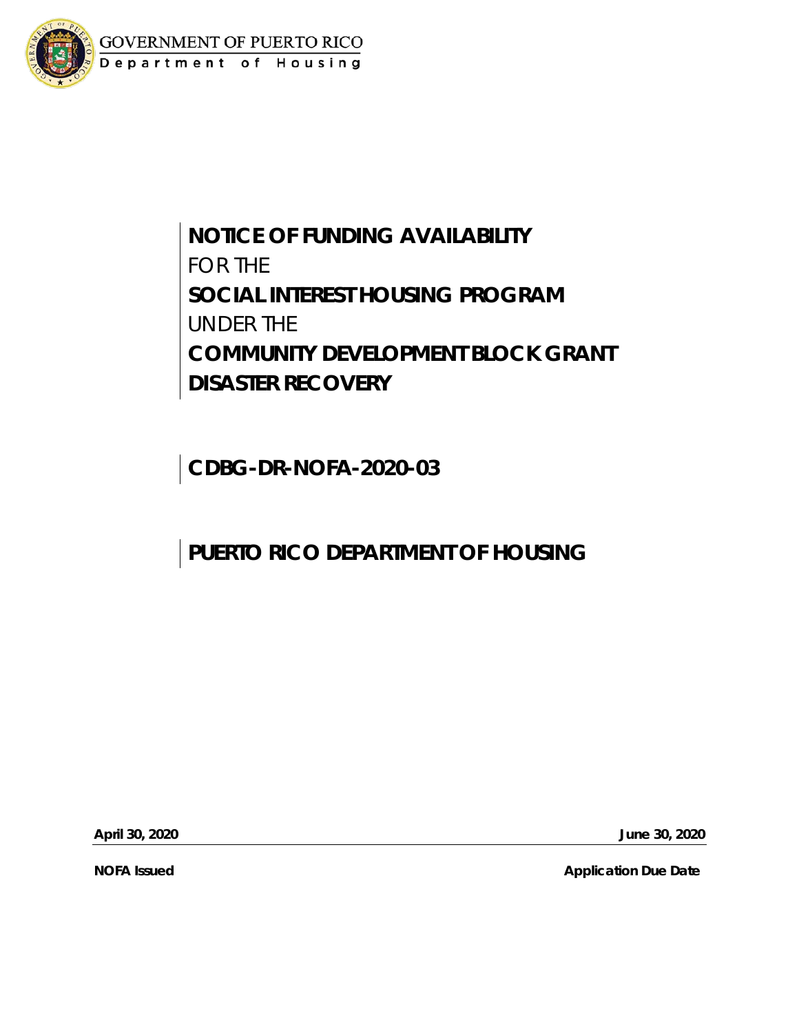GOVERNMENT OF PUERTO RICO
Department of Housing

# NOTICE OF FUNDING AVAILABILITY
FOR THE
**SOCIAL INTEREST HOUSING PROGRAM**
UNDER THE
**COMMUNITY DEVELOPMENT BLOCK GRANT DISASTER RECOVERY**

**CDBG-DR-NOFA-2020-03**

**PUERTO RICO DEPARTMENT OF HOUSING**

| **April 30, 2020** | **June 30, 2020** |
|---|---|
| **NOFA Issued** | **Application Due Date** |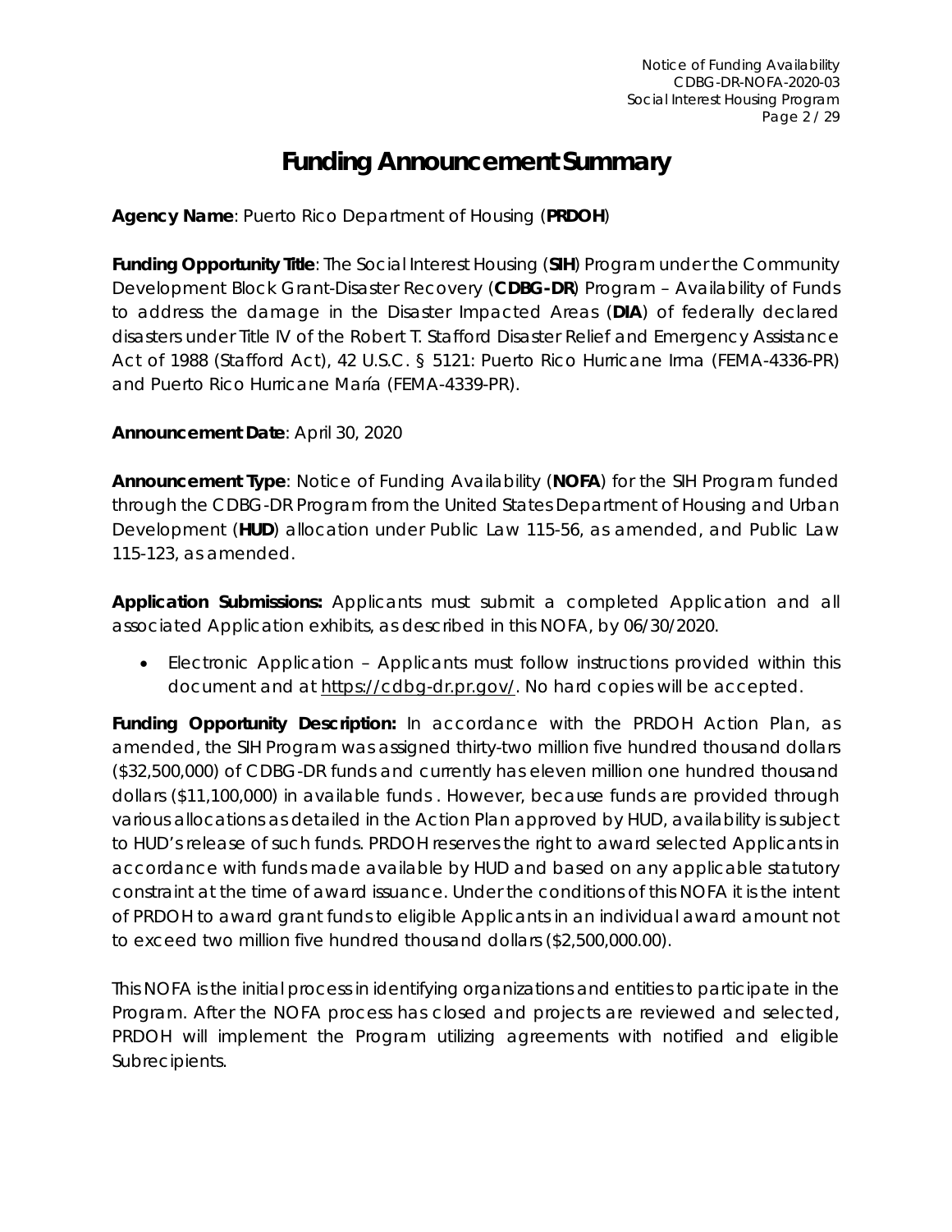# Funding Announcement Summary

**Agency Name**: Puerto Rico Department of Housing (**PRDOH**)

**Funding Opportunity Title**: The Social Interest Housing (**SIH**) Program under the Community Development Block Grant-Disaster Recovery (**CDBG-DR**) Program – Availability of Funds to address the damage in the Disaster Impacted Areas (**DIA**) of federally declared disasters under Title IV of the Robert T. Stafford Disaster Relief and Emergency Assistance Act of 1988 (Stafford Act), 42 U.S.C. § 5121: Puerto Rico Hurricane Irma (FEMA-4336-PR) and Puerto Rico Hurricane María (FEMA-4339-PR).

**Announcement Date**: April 30, 2020

**Announcement Type**: Notice of Funding Availability (**NOFA**) for the SIH Program funded through the CDBG-DR Program from the United States Department of Housing and Urban Development (**HUD**) allocation under Public Law 115-56, as amended, and Public Law 115-123, as amended.

**Application Submissions:** Applicants must submit a completed Application and all associated Application exhibits, as described in this NOFA, by 06/30/2020.

- Electronic Application – Applicants must follow instructions provided within this document and at https://cdbg-dr.pr.gov/. No hard copies will be accepted.

**Funding Opportunity Description:** In accordance with the PRDOH Action Plan, as amended, the SIH Program was assigned thirty-two million five hundred thousand dollars ($32,500,000) of CDBG-DR funds and currently has eleven million one hundred thousand dollars ($11,100,000) in available funds . However, because funds are provided through various allocations as detailed in the Action Plan approved by HUD, availability is subject to HUD's release of such funds. PRDOH reserves the right to award selected Applicants in accordance with funds made available by HUD and based on any applicable statutory constraint at the time of award issuance. Under the conditions of this NOFA it is the intent of PRDOH to award grant funds to eligible Applicants in an individual award amount not to exceed two million five hundred thousand dollars ($2,500,000.00).

This NOFA is the initial process in identifying organizations and entities to participate in the Program. After the NOFA process has closed and projects are reviewed and selected, PRDOH will implement the Program utilizing agreements with notified and eligible Subrecipients.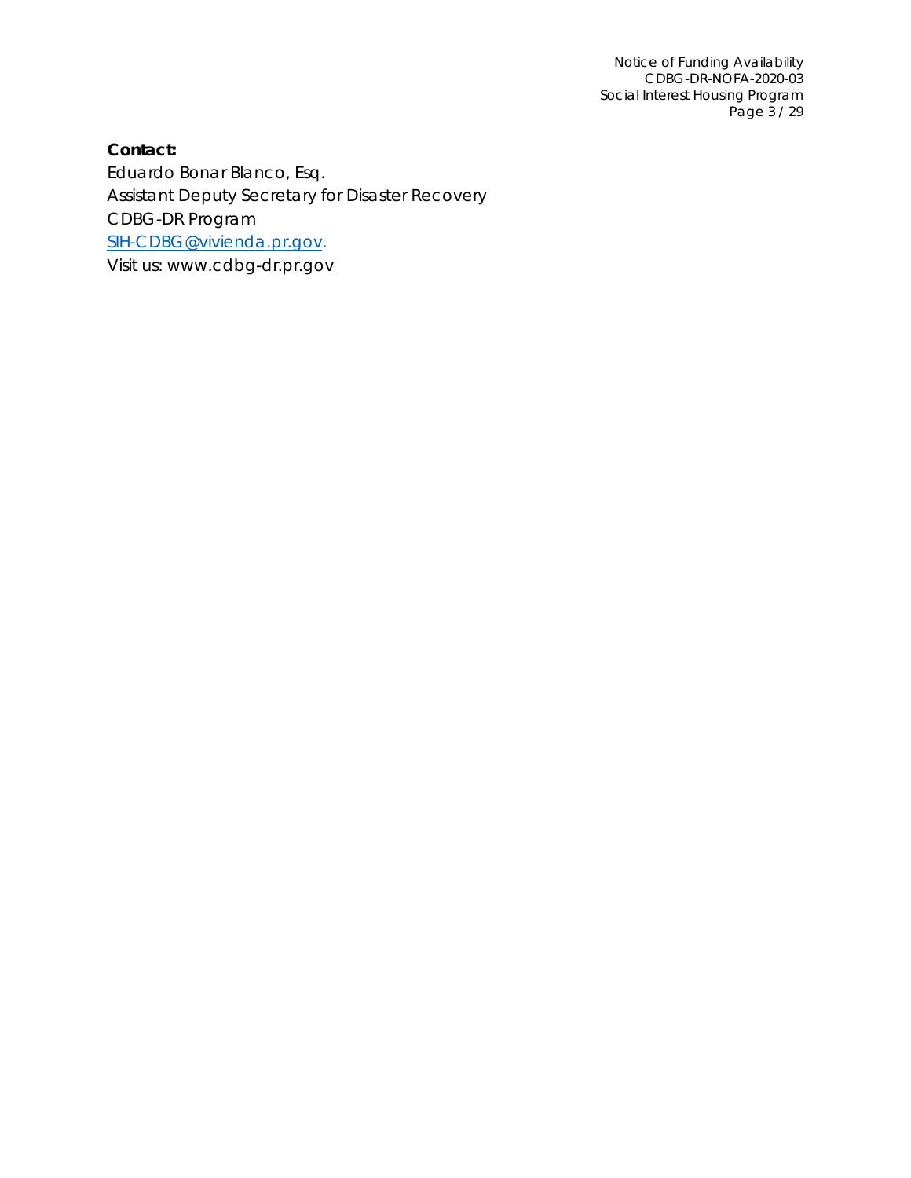**Contact:**
Eduardo Bonar Blanco, Esq.
Assistant Deputy Secretary for Disaster Recovery
CDBG-DR Program
SIH-CDBG@vivienda.pr.gov.
Visit us: www.cdbg-dr.pr.gov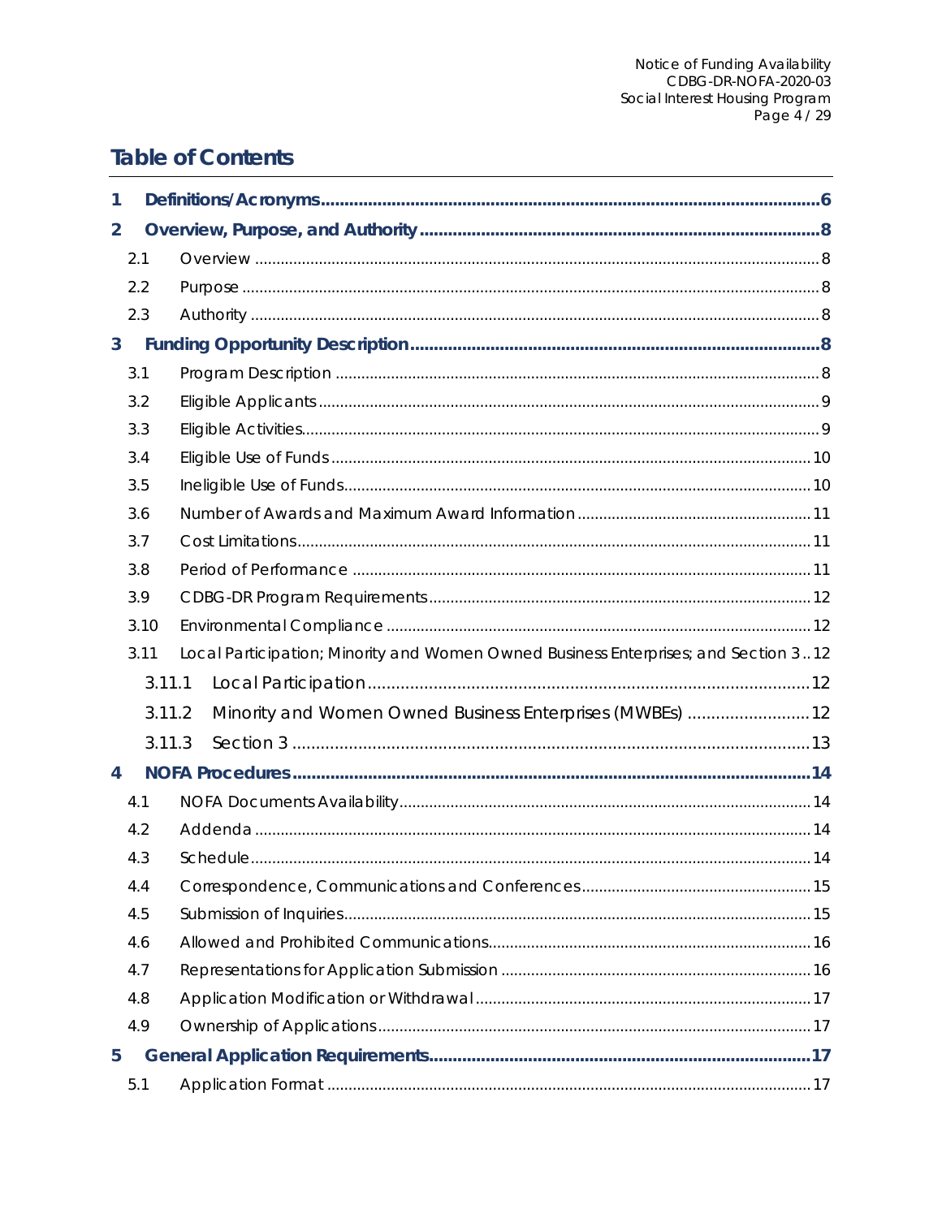# Table of Contents

1 Definitions/Acronyms ... 6

2 Overview, Purpose, and Authority ... 8

- 2.1 Overview ... 8
- 2.2 Purpose ... 8
- 2.3 Authority ... 8

3 Funding Opportunity Description ... 8

- 3.1 Program Description ... 8
- 3.2 Eligible Applicants ... 9
- 3.3 Eligible Activities ... 9
- 3.4 Eligible Use of Funds ... 10
- 3.5 Ineligible Use of Funds ... 10
- 3.6 Number of Awards and Maximum Award Information ... 11
- 3.7 Cost Limitations ... 11
- 3.8 Period of Performance ... 11
- 3.9 CDBG-DR Program Requirements ... 12
- 3.10 Environmental Compliance ... 12
- 3.11 Local Participation; Minority and Women Owned Business Enterprises; and Section 3 .. 12
  - 3.11.1 Local Participation ... 12
  - 3.11.2 Minority and Women Owned Business Enterprises (MWBEs) ... 12
  - 3.11.3 Section 3 ... 13

4 NOFA Procedures ... 14

- 4.1 NOFA Documents Availability ... 14
- 4.2 Addenda ... 14
- 4.3 Schedule ... 14
- 4.4 Correspondence, Communications and Conferences ... 15
- 4.5 Submission of Inquiries ... 15
- 4.6 Allowed and Prohibited Communications ... 16
- 4.7 Representations for Application Submission ... 16
- 4.8 Application Modification or Withdrawal ... 17
- 4.9 Ownership of Applications ... 17

5 General Application Requirements ... 17

- 5.1 Application Format ... 17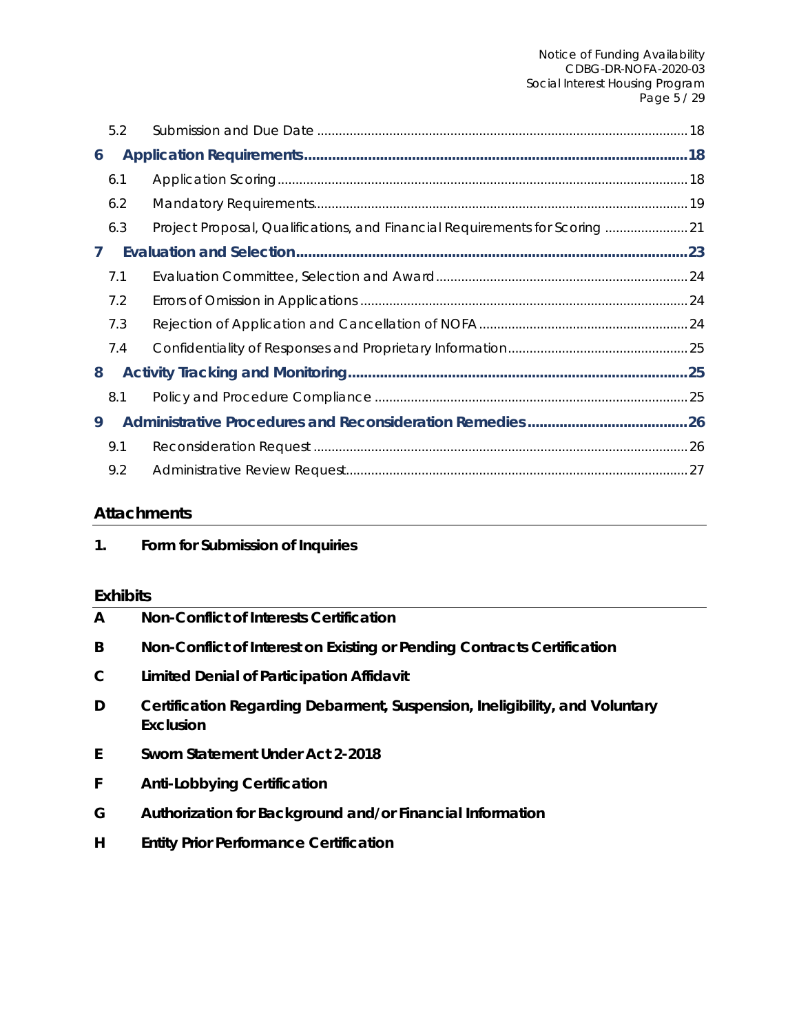| | | |
|---|---|---|
| 5.2 | Submission and Due Date | 18 |
| **6** | **Application Requirements** | **18** |
| 6.1 | Application Scoring | 18 |
| 6.2 | Mandatory Requirements | 19 |
| 6.3 | Project Proposal, Qualifications, and Financial Requirements for Scoring | 21 |
| **7** | **Evaluation and Selection** | **23** |
| 7.1 | Evaluation Committee, Selection and Award | 24 |
| 7.2 | Errors of Omission in Applications | 24 |
| 7.3 | Rejection of Application and Cancellation of NOFA | 24 |
| 7.4 | Confidentiality of Responses and Proprietary Information | 25 |
| **8** | **Activity Tracking and Monitoring** | **25** |
| 8.1 | Policy and Procedure Compliance | 25 |
| **9** | **Administrative Procedures and Reconsideration Remedies** | **26** |
| 9.1 | Reconsideration Request | 26 |
| 9.2 | Administrative Review Request | 27 |

## Attachments

**1. Form for Submission of Inquiries**

## Exhibits

**A** **Non-Conflict of Interests Certification**

**B** **Non-Conflict of Interest on Existing or Pending Contracts Certification**

**C** **Limited Denial of Participation Affidavit**

**D** **Certification Regarding Debarment, Suspension, Ineligibility, and Voluntary Exclusion**

**E** **Sworn Statement Under Act 2-2018**

**F** **Anti-Lobbying Certification**

**G** **Authorization for Background and/or Financial Information**

**H** **Entity Prior Performance Certification**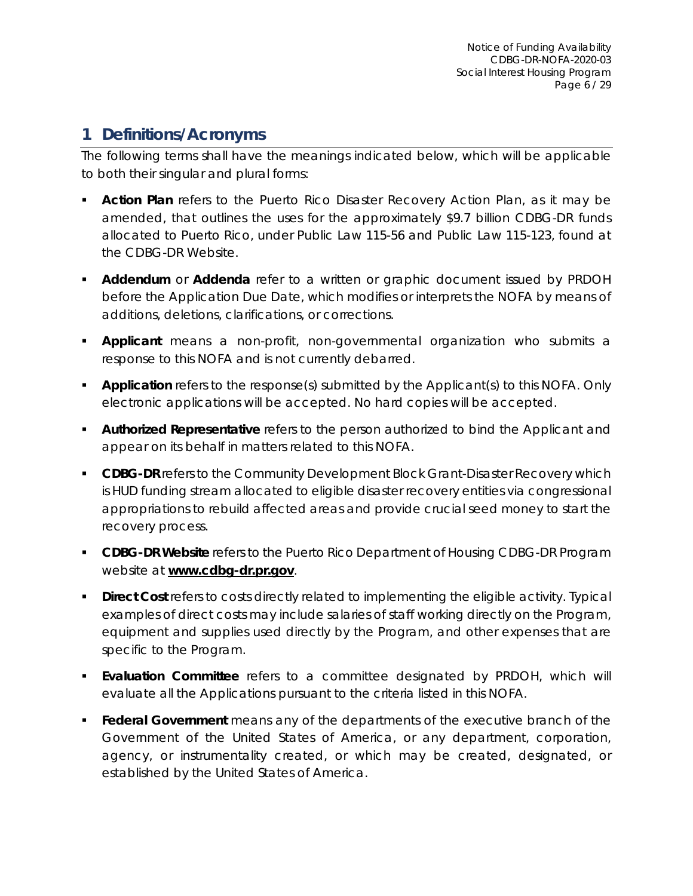# 1 Definitions/Acronyms

The following terms shall have the meanings indicated below, which will be applicable to both their singular and plural forms:

- **Action Plan** refers to the Puerto Rico Disaster Recovery Action Plan, as it may be amended, that outlines the uses for the approximately $9.7 billion CDBG-DR funds allocated to Puerto Rico, under Public Law 115-56 and Public Law 115-123, found at the CDBG-DR Website.
- **Addendum** or **Addenda** refer to a written or graphic document issued by PRDOH before the Application Due Date, which modifies or interprets the NOFA by means of additions, deletions, clarifications, or corrections.
- **Applicant** means a non-profit, non-governmental organization who submits a response to this NOFA and is not currently debarred.
- **Application** refers to the response(s) submitted by the Applicant(s) to this NOFA. Only electronic applications will be accepted. No hard copies will be accepted.
- **Authorized Representative** refers to the person authorized to bind the Applicant and appear on its behalf in matters related to this NOFA.
- **CDBG-DR** refers to the Community Development Block Grant-Disaster Recovery which is HUD funding stream allocated to eligible disaster recovery entities via congressional appropriations to rebuild affected areas and provide crucial seed money to start the recovery process.
- **CDBG-DR Website** refers to the Puerto Rico Department of Housing CDBG-DR Program website at **www.cdbg-dr.pr.gov**.
- **Direct Cost** refers to costs directly related to implementing the eligible activity. Typical examples of direct costs may include salaries of staff working directly on the Program, equipment and supplies used directly by the Program, and other expenses that are specific to the Program.
- **Evaluation Committee** refers to a committee designated by PRDOH, which will evaluate all the Applications pursuant to the criteria listed in this NOFA.
- **Federal Government** means any of the departments of the executive branch of the Government of the United States of America, or any department, corporation, agency, or instrumentality created, or which may be created, designated, or established by the United States of America.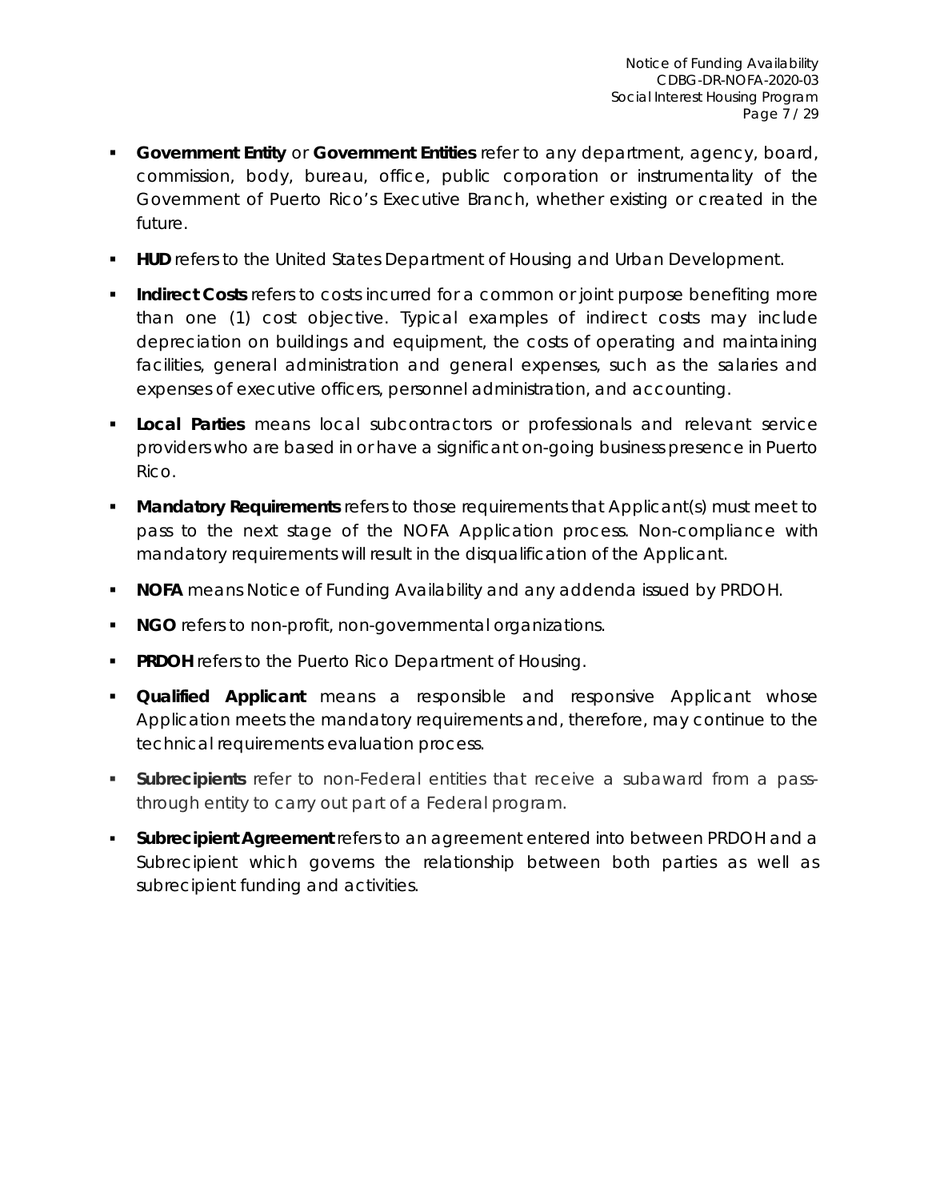- **Government Entity** or **Government Entities** refer to any department, agency, board, commission, body, bureau, office, public corporation or instrumentality of the Government of Puerto Rico's Executive Branch, whether existing or created in the future.
- **HUD** refers to the United States Department of Housing and Urban Development.
- **Indirect Costs** refers to costs incurred for a common or joint purpose benefiting more than one (1) cost objective. Typical examples of indirect costs may include depreciation on buildings and equipment, the costs of operating and maintaining facilities, general administration and general expenses, such as the salaries and expenses of executive officers, personnel administration, and accounting.
- **Local Parties** means local subcontractors or professionals and relevant service providers who are based in or have a significant on-going business presence in Puerto Rico.
- **Mandatory Requirements** refers to those requirements that Applicant(s) must meet to pass to the next stage of the NOFA Application process. Non-compliance with mandatory requirements will result in the disqualification of the Applicant.
- **NOFA** means Notice of Funding Availability and any addenda issued by PRDOH.
- **NGO** refers to non-profit, non-governmental organizations.
- **PRDOH** refers to the Puerto Rico Department of Housing.
- **Qualified Applicant** means a responsible and responsive Applicant whose Application meets the mandatory requirements and, therefore, may continue to the technical requirements evaluation process.
- **Subrecipients** refer to non-Federal entities that receive a subaward from a pass-through entity to carry out part of a Federal program.
- **Subrecipient Agreement** refers to an agreement entered into between PRDOH and a Subrecipient which governs the relationship between both parties as well as subrecipient funding and activities.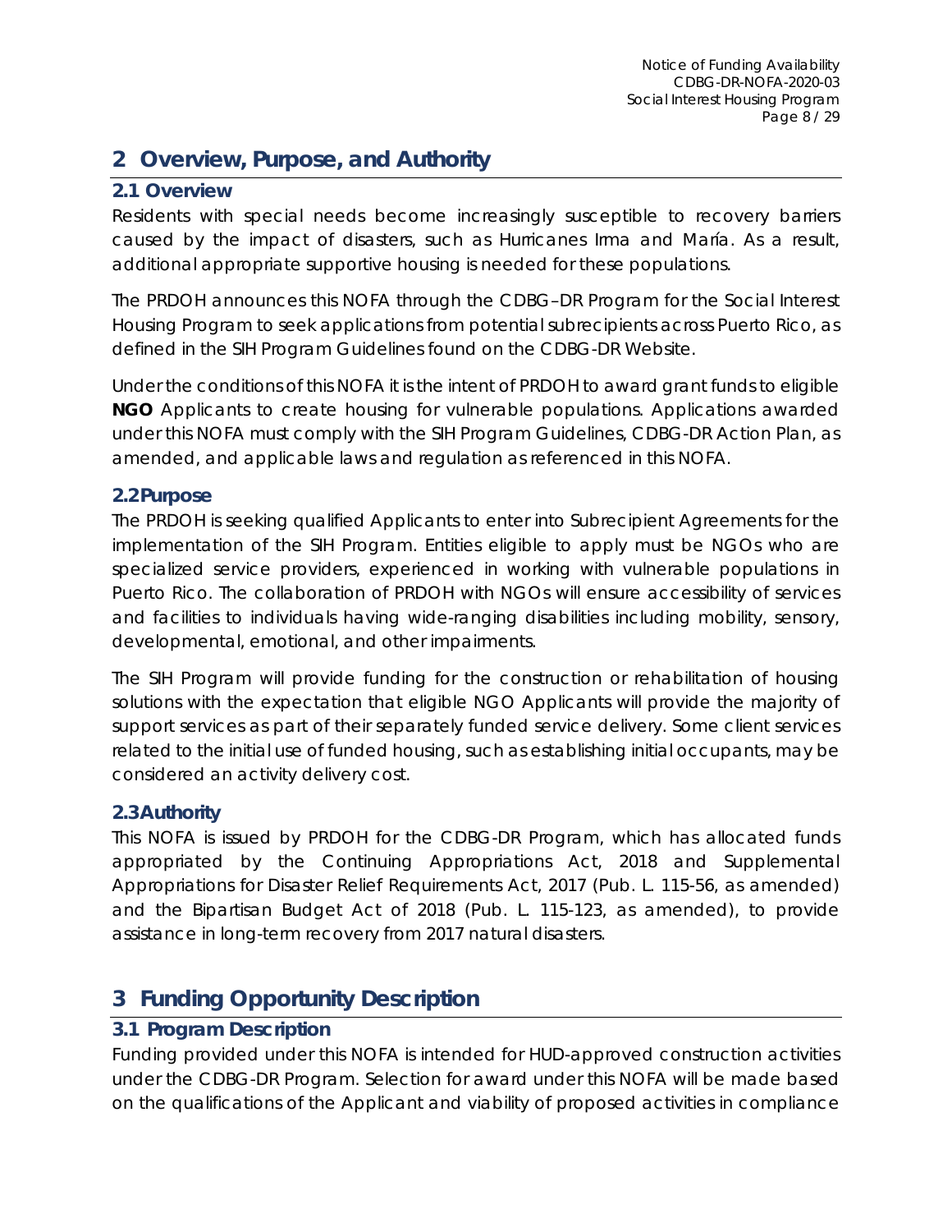# 2 Overview, Purpose, and Authority

## 2.1 Overview

Residents with special needs become increasingly susceptible to recovery barriers caused by the impact of disasters, such as Hurricanes Irma and María. As a result, additional appropriate supportive housing is needed for these populations.

The PRDOH announces this NOFA through the CDBG–DR Program for the Social Interest Housing Program to seek applications from potential subrecipients across Puerto Rico, as defined in the SIH Program Guidelines found on the CDBG-DR Website.

Under the conditions of this NOFA it is the intent of PRDOH to award grant funds to eligible **NGO** Applicants to create housing for vulnerable populations. Applications awarded under this NOFA must comply with the SIH Program Guidelines, CDBG-DR Action Plan, as amended, and applicable laws and regulation as referenced in this NOFA.

## 2.2 Purpose

The PRDOH is seeking qualified Applicants to enter into Subrecipient Agreements for the implementation of the SIH Program. Entities eligible to apply must be NGOs who are specialized service providers, experienced in working with vulnerable populations in Puerto Rico. The collaboration of PRDOH with NGOs will ensure accessibility of services and facilities to individuals having wide-ranging disabilities including mobility, sensory, developmental, emotional, and other impairments.

The SIH Program will provide funding for the construction or rehabilitation of housing solutions with the expectation that eligible NGO Applicants will provide the majority of support services as part of their separately funded service delivery. Some client services related to the initial use of funded housing, such as establishing initial occupants, may be considered an activity delivery cost.

## 2.3 Authority

This NOFA is issued by PRDOH for the CDBG-DR Program, which has allocated funds appropriated by the Continuing Appropriations Act, 2018 and Supplemental Appropriations for Disaster Relief Requirements Act, 2017 (Pub. L. 115-56, as amended) and the Bipartisan Budget Act of 2018 (Pub. L. 115-123, as amended), to provide assistance in long-term recovery from 2017 natural disasters.

# 3 Funding Opportunity Description

## 3.1 Program Description

Funding provided under this NOFA is intended for HUD-approved construction activities under the CDBG-DR Program. Selection for award under this NOFA will be made based on the qualifications of the Applicant and viability of proposed activities in compliance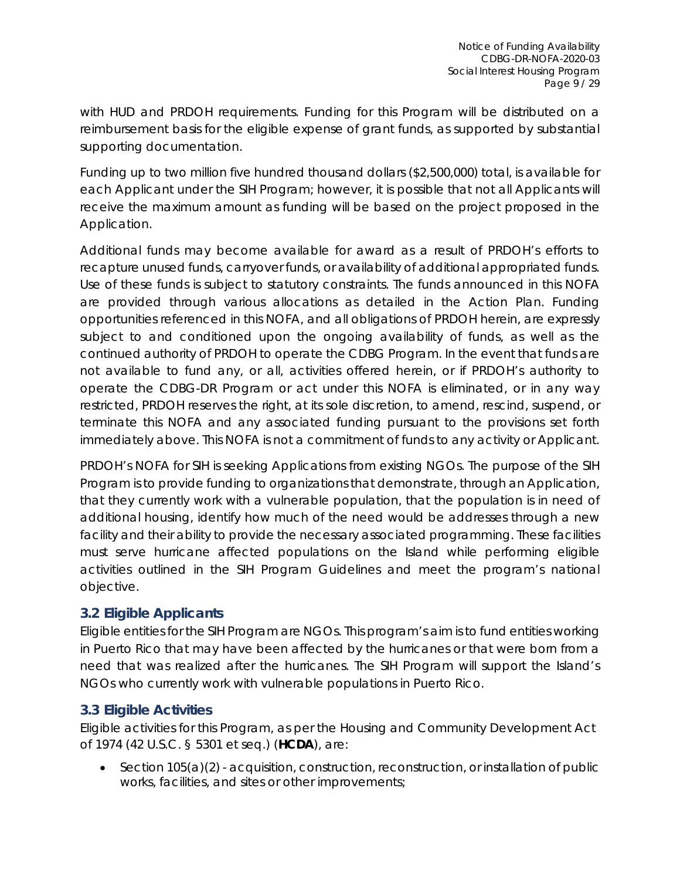with HUD and PRDOH requirements. Funding for this Program will be distributed on a reimbursement basis for the eligible expense of grant funds, as supported by substantial supporting documentation.

Funding up to two million five hundred thousand dollars ($2,500,000) total, is available for each Applicant under the SIH Program; however, it is possible that not all Applicants will receive the maximum amount as funding will be based on the project proposed in the Application.

Additional funds may become available for award as a result of PRDOH's efforts to recapture unused funds, carryover funds, or availability of additional appropriated funds. Use of these funds is subject to statutory constraints. The funds announced in this NOFA are provided through various allocations as detailed in the Action Plan. Funding opportunities referenced in this NOFA, and all obligations of PRDOH herein, are expressly subject to and conditioned upon the ongoing availability of funds, as well as the continued authority of PRDOH to operate the CDBG Program. In the event that funds are not available to fund any, or all, activities offered herein, or if PRDOH's authority to operate the CDBG-DR Program or act under this NOFA is eliminated, or in any way restricted, PRDOH reserves the right, at its sole discretion, to amend, rescind, suspend, or terminate this NOFA and any associated funding pursuant to the provisions set forth immediately above. This NOFA is not a commitment of funds to any activity or Applicant.

PRDOH's NOFA for SIH is seeking Applications from existing NGOs. The purpose of the SIH Program is to provide funding to organizations that demonstrate, through an Application, that they currently work with a vulnerable population, that the population is in need of additional housing, identify how much of the need would be addresses through a new facility and their ability to provide the necessary associated programming. These facilities must serve hurricane affected populations on the Island while performing eligible activities outlined in the SIH Program Guidelines and meet the program's national objective.

### 3.2 Eligible Applicants

Eligible entities for the SIH Program are NGOs. This program's aim is to fund entities working in Puerto Rico that may have been affected by the hurricanes or that were born from a need that was realized after the hurricanes. The SIH Program will support the Island's NGOs who currently work with vulnerable populations in Puerto Rico.

### 3.3 Eligible Activities

Eligible activities for this Program, as per the Housing and Community Development Act of 1974 (42 U.S.C. § 5301 et seq.) (**HCDA**), are:

- Section 105(a)(2) - acquisition, construction, reconstruction, or installation of public works, facilities, and sites or other improvements;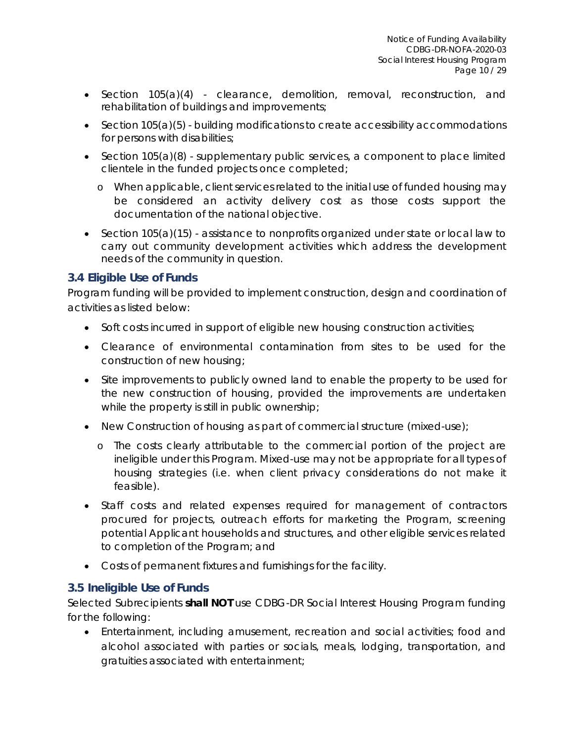- Section 105(a)(4) - clearance, demolition, removal, reconstruction, and rehabilitation of buildings and improvements;
- Section 105(a)(5) - building modifications to create accessibility accommodations for persons with disabilities;
- Section 105(a)(8) - supplementary public services, a component to place limited clientele in the funded projects once completed;
  - When applicable, client services related to the initial use of funded housing may be considered an activity delivery cost as those costs support the documentation of the national objective.
- Section 105(a)(15) - assistance to nonprofits organized under state or local law to carry out community development activities which address the development needs of the community in question.

### 3.4 Eligible Use of Funds

Program funding will be provided to implement construction, design and coordination of activities as listed below:

- Soft costs incurred in support of eligible new housing construction activities;
- Clearance of environmental contamination from sites to be used for the construction of new housing;
- Site improvements to publicly owned land to enable the property to be used for the new construction of housing, provided the improvements are undertaken while the property is still in public ownership;
- New Construction of housing as part of commercial structure (mixed-use);
  - The costs clearly attributable to the commercial portion of the project are ineligible under this Program. Mixed-use may not be appropriate for all types of housing strategies (i.e. when client privacy considerations do not make it feasible).
- Staff costs and related expenses required for management of contractors procured for projects, outreach efforts for marketing the Program, screening potential Applicant households and structures, and other eligible services related to completion of the Program; and
- Costs of permanent fixtures and furnishings for the facility.

### 3.5 Ineligible Use of Funds

Selected Subrecipients **shall NOT** use CDBG-DR Social Interest Housing Program funding for the following:

- Entertainment, including amusement, recreation and social activities; food and alcohol associated with parties or socials, meals, lodging, transportation, and gratuities associated with entertainment;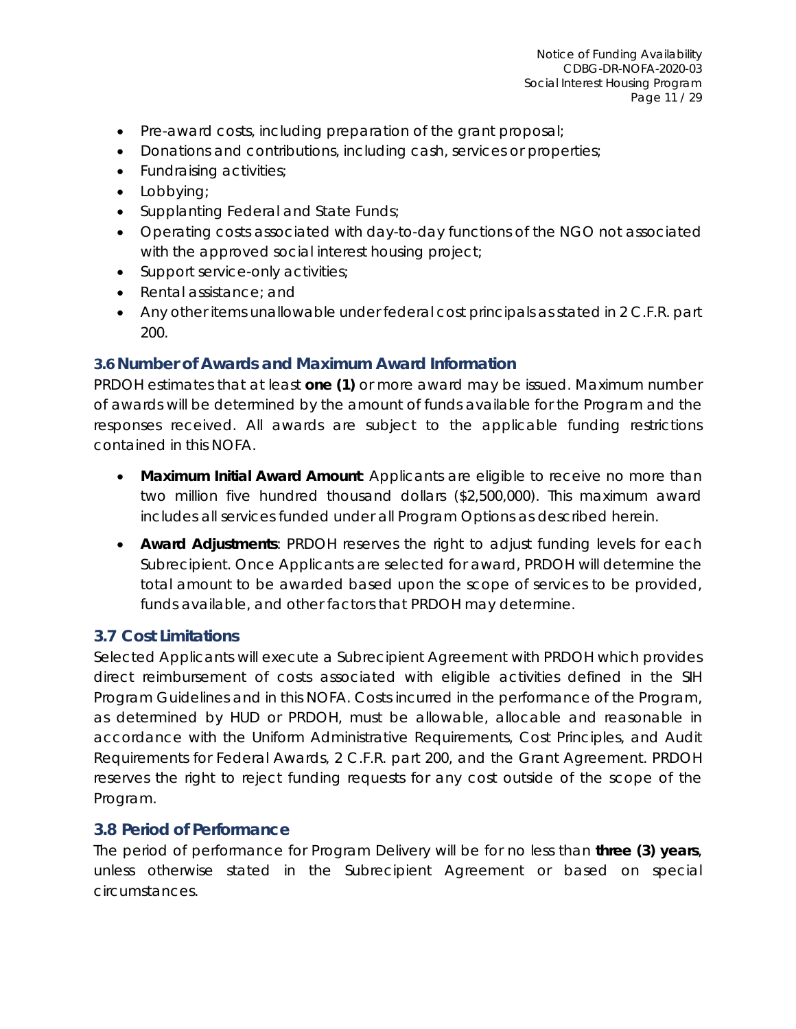- Pre-award costs, including preparation of the grant proposal;
- Donations and contributions, including cash, services or properties;
- Fundraising activities;
- Lobbying;
- Supplanting Federal and State Funds;
- Operating costs associated with day-to-day functions of the NGO not associated with the approved social interest housing project;
- Support service-only activities;
- Rental assistance; and
- Any other items unallowable under federal cost principals as stated in 2 C.F.R. part 200.

### 3.6 Number of Awards and Maximum Award Information

PRDOH estimates that at least **one (1)** or more award may be issued. Maximum number of awards will be determined by the amount of funds available for the Program and the responses received. All awards are subject to the applicable funding restrictions contained in this NOFA.

- **Maximum Initial Award Amount**: Applicants are eligible to receive no more than two million five hundred thousand dollars ($2,500,000). This maximum award includes all services funded under all Program Options as described herein.
- **Award Adjustments**: PRDOH reserves the right to adjust funding levels for each Subrecipient. Once Applicants are selected for award, PRDOH will determine the total amount to be awarded based upon the scope of services to be provided, funds available, and other factors that PRDOH may determine.

### 3.7 Cost Limitations

Selected Applicants will execute a Subrecipient Agreement with PRDOH which provides direct reimbursement of costs associated with eligible activities defined in the SIH Program Guidelines and in this NOFA. Costs incurred in the performance of the Program, as determined by HUD or PRDOH, must be allowable, allocable and reasonable in accordance with the Uniform Administrative Requirements, Cost Principles, and Audit Requirements for Federal Awards, 2 C.F.R. part 200, and the Grant Agreement. PRDOH reserves the right to reject funding requests for any cost outside of the scope of the Program.

### 3.8 Period of Performance

The period of performance for Program Delivery will be for no less than **three (3) years**, unless otherwise stated in the Subrecipient Agreement or based on special circumstances.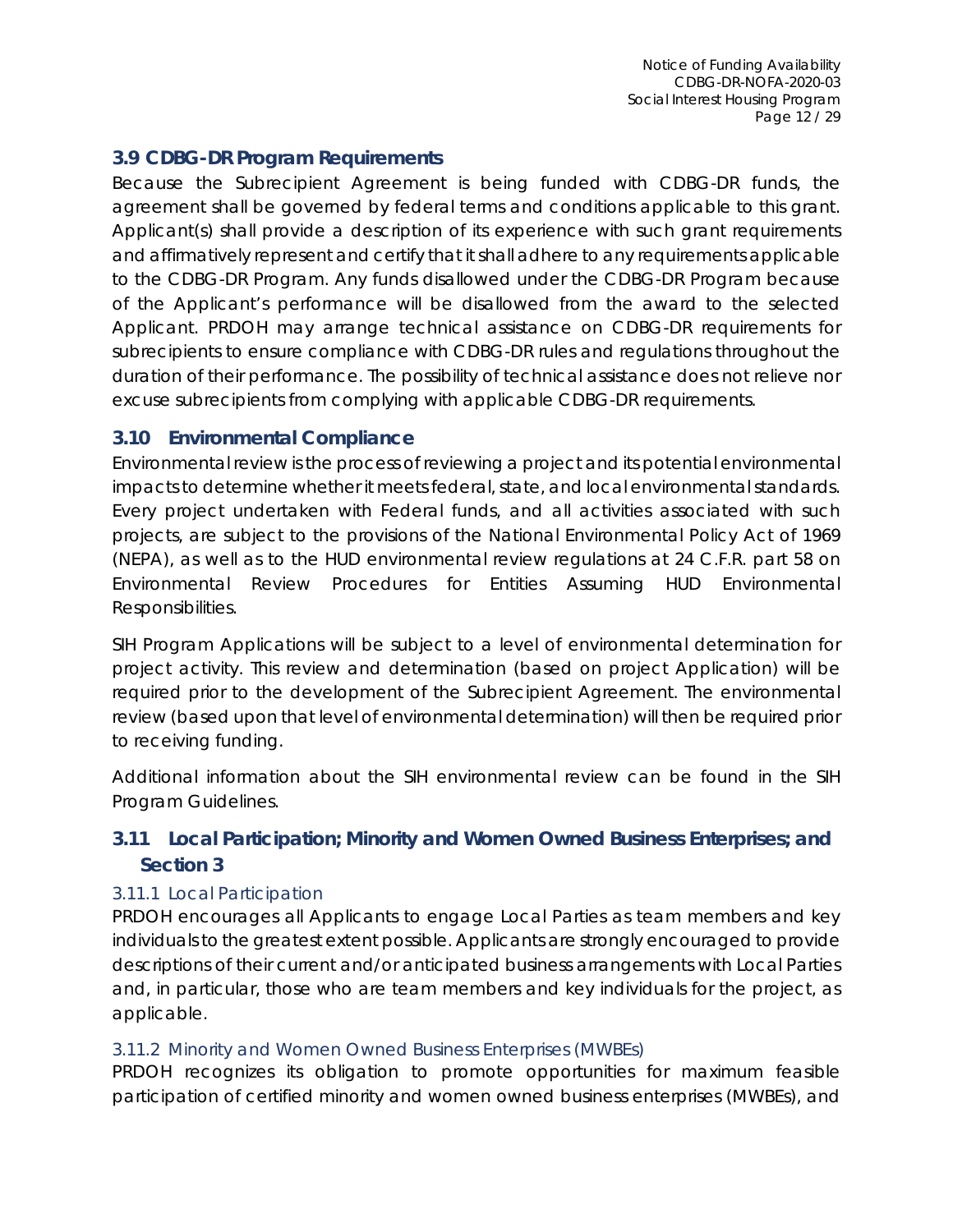## 3.9 CDBG-DR Program Requirements

Because the Subrecipient Agreement is being funded with CDBG-DR funds, the agreement shall be governed by federal terms and conditions applicable to this grant. Applicant(s) shall provide a description of its experience with such grant requirements and affirmatively represent and certify that it shall adhere to any requirements applicable to the CDBG-DR Program. Any funds disallowed under the CDBG-DR Program because of the Applicant's performance will be disallowed from the award to the selected Applicant. PRDOH may arrange technical assistance on CDBG-DR requirements for subrecipients to ensure compliance with CDBG-DR rules and regulations throughout the duration of their performance. The possibility of technical assistance does not relieve nor excuse subrecipients from complying with applicable CDBG-DR requirements.

## 3.10 Environmental Compliance

Environmental review is the process of reviewing a project and its potential environmental impacts to determine whether it meets federal, state, and local environmental standards. Every project undertaken with Federal funds, and all activities associated with such projects, are subject to the provisions of the National Environmental Policy Act of 1969 (NEPA), as well as to the HUD environmental review regulations at 24 C.F.R. part 58 on Environmental Review Procedures for Entities Assuming HUD Environmental Responsibilities.

SIH Program Applications will be subject to a level of environmental determination for project activity. This review and determination (based on project Application) will be required prior to the development of the Subrecipient Agreement. The environmental review (based upon that level of environmental determination) will then be required prior to receiving funding.

Additional information about the SIH environmental review can be found in the SIH Program Guidelines.

## 3.11 Local Participation; Minority and Women Owned Business Enterprises; and Section 3

### 3.11.1 Local Participation

PRDOH encourages all Applicants to engage Local Parties as team members and key individuals to the greatest extent possible. Applicants are strongly encouraged to provide descriptions of their current and/or anticipated business arrangements with Local Parties and, in particular, those who are team members and key individuals for the project, as applicable.

### 3.11.2 Minority and Women Owned Business Enterprises (MWBEs)

PRDOH recognizes its obligation to promote opportunities for maximum feasible participation of certified minority and women owned business enterprises (MWBEs), and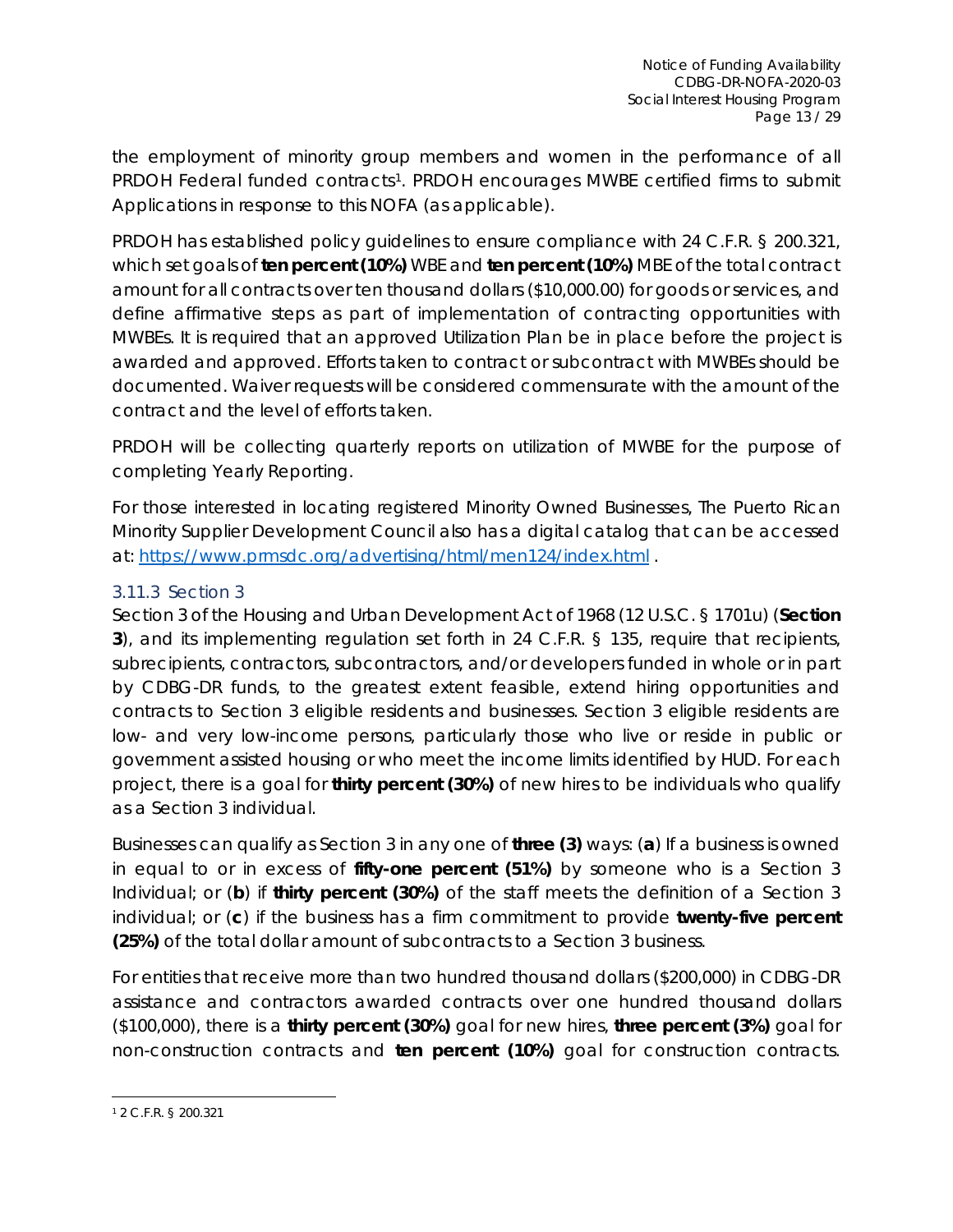the employment of minority group members and women in the performance of all PRDOH Federal funded contracts[1]. PRDOH encourages MWBE certified firms to submit Applications in response to this NOFA (as applicable).

PRDOH has established policy guidelines to ensure compliance with 24 C.F.R. § 200.321, which set goals of **ten percent (10%)** WBE and **ten percent (10%)** MBE of the total contract amount for all contracts over ten thousand dollars ($10,000.00) for goods or services, and define affirmative steps as part of implementation of contracting opportunities with MWBEs. It is required that an approved Utilization Plan be in place before the project is awarded and approved. Efforts taken to contract or subcontract with MWBEs should be documented. Waiver requests will be considered commensurate with the amount of the contract and the level of efforts taken.

PRDOH will be collecting quarterly reports on utilization of MWBE for the purpose of completing Yearly Reporting.

For those interested in locating registered Minority Owned Businesses, The Puerto Rican Minority Supplier Development Council also has a digital catalog that can be accessed at: https://www.prmsdc.org/advertising/html/men124/index.html .

### 3.11.3 Section 3

Section 3 of the Housing and Urban Development Act of 1968 (12 U.S.C. § 1701u) (**Section 3**), and its implementing regulation set forth in 24 C.F.R. § 135, require that recipients, subrecipients, contractors, subcontractors, and/or developers funded in whole or in part by CDBG-DR funds, to the greatest extent feasible, extend hiring opportunities and contracts to Section 3 eligible residents and businesses. Section 3 eligible residents are low- and very low-income persons, particularly those who live or reside in public or government assisted housing or who meet the income limits identified by HUD. For each project, there is a goal for **thirty percent (30%)** of new hires to be individuals who qualify as a Section 3 individual.

Businesses can qualify as Section 3 in any one of **three (3)** ways: (**a**) If a business is owned in equal to or in excess of **fifty-one percent (51%)** by someone who is a Section 3 Individual; or (**b**) if **thirty percent (30%)** of the staff meets the definition of a Section 3 individual; or (**c**) if the business has a firm commitment to provide **twenty-five percent (25%)** of the total dollar amount of subcontracts to a Section 3 business.

For entities that receive more than two hundred thousand dollars ($200,000) in CDBG-DR assistance and contractors awarded contracts over one hundred thousand dollars ($100,000), there is a **thirty percent (30%)** goal for new hires, **three percent (3%)** goal for non-construction contracts and **ten percent (10%)** goal for construction contracts.

---

[1] 2 C.F.R. § 200.321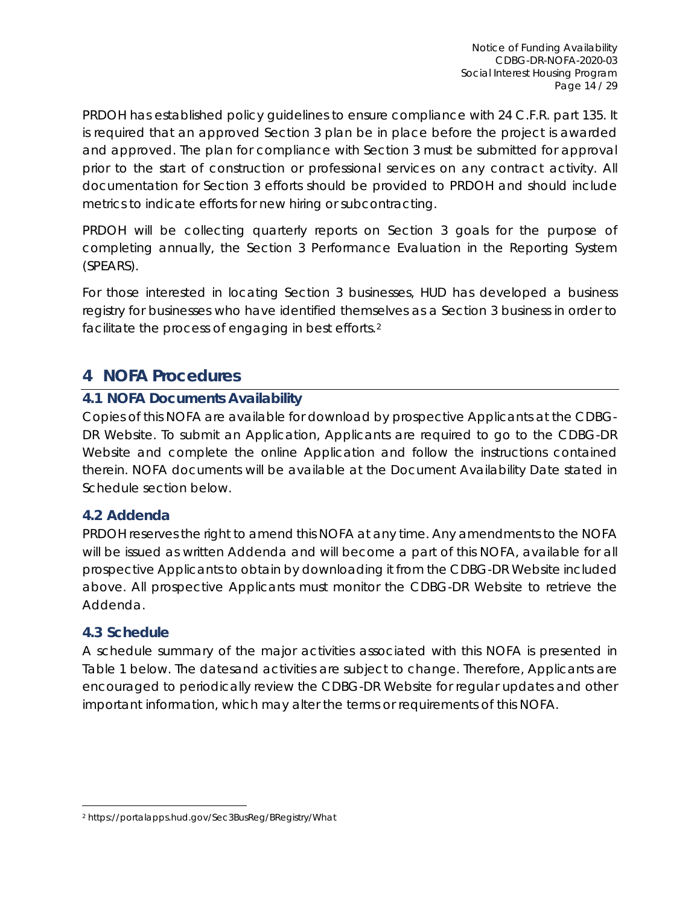PRDOH has established policy guidelines to ensure compliance with 24 C.F.R. part 135. It is required that an approved Section 3 plan be in place before the project is awarded and approved. The plan for compliance with Section 3 must be submitted for approval prior to the start of construction or professional services on any contract activity. All documentation for Section 3 efforts should be provided to PRDOH and should include metrics to indicate efforts for new hiring or subcontracting.

PRDOH will be collecting quarterly reports on Section 3 goals for the purpose of completing annually, the Section 3 Performance Evaluation in the Reporting System (SPEARS).

For those interested in locating Section 3 businesses, HUD has developed a business registry for businesses who have identified themselves as a Section 3 business in order to facilitate the process of engaging in best efforts.[2]

# 4 NOFA Procedures

## 4.1 NOFA Documents Availability

Copies of this NOFA are available for download by prospective Applicants at the CDBG-DR Website. To submit an Application, Applicants are required to go to the CDBG-DR Website and complete the online Application and follow the instructions contained therein. NOFA documents will be available at the Document Availability Date stated in Schedule section below.

## 4.2 Addenda

PRDOH reserves the right to amend this NOFA at any time. Any amendments to the NOFA will be issued as written Addenda and will become a part of this NOFA, available for all prospective Applicants to obtain by downloading it from the CDBG-DR Website included above. All prospective Applicants must monitor the CDBG-DR Website to retrieve the Addenda.

## 4.3 Schedule

A schedule summary of the major activities associated with this NOFA is presented in Table 1 below. The datesand activities are subject to change. Therefore, Applicants are encouraged to periodically review the CDBG-DR Website for regular updates and other important information, which may alter the terms or requirements of this NOFA.

---

[2] https://portalapps.hud.gov/Sec3BusReg/BRegistry/What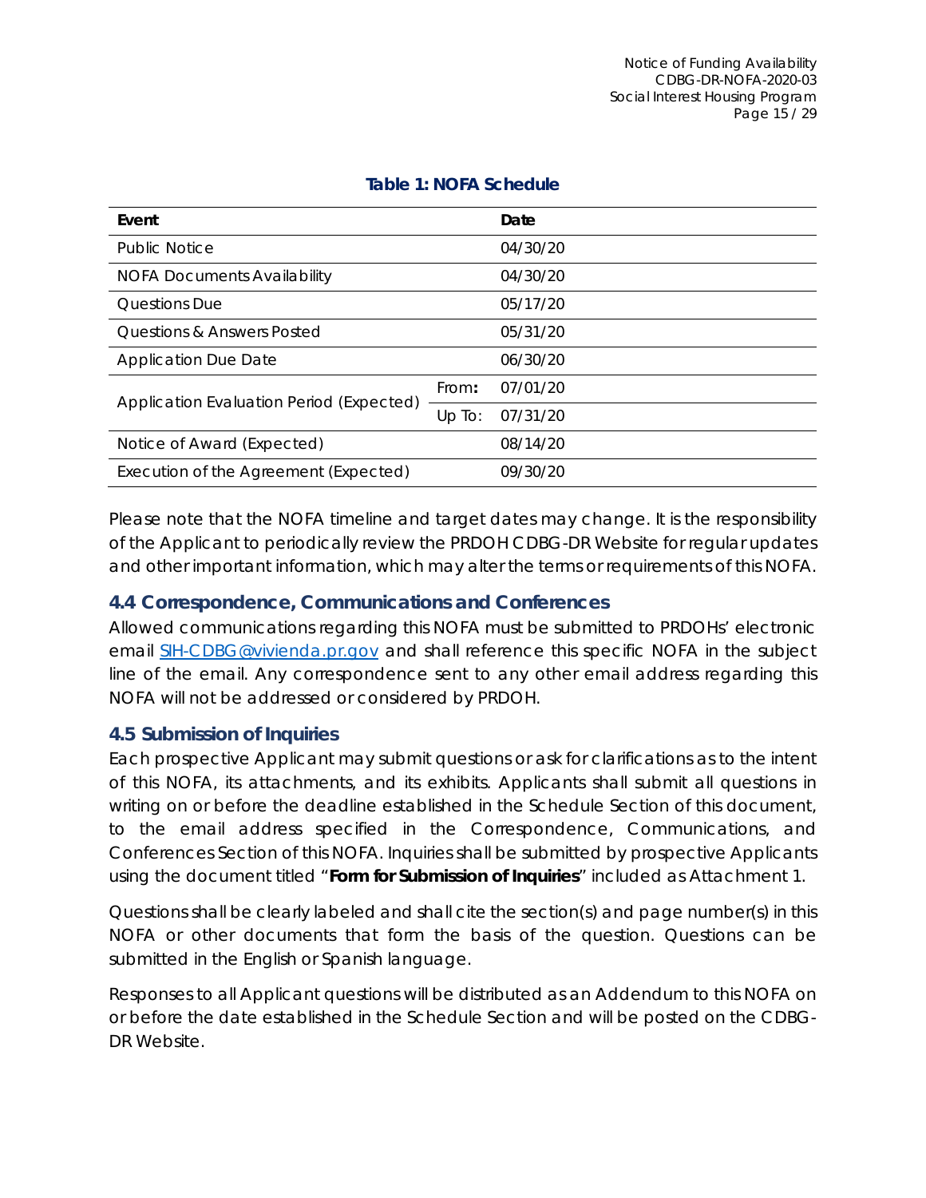**Table 1: NOFA Schedule**

| Event | | Date |
|---|---|---|
| Public Notice | | 04/30/20 |
| NOFA Documents Availability | | 04/30/20 |
| Questions Due | | 05/17/20 |
| Questions & Answers Posted | | 05/31/20 |
| Application Due Date | | 06/30/20 |
| Application Evaluation Period (Expected) | From: | 07/01/20 |
| | Up To: | 07/31/20 |
| Notice of Award (Expected) | | 08/14/20 |
| Execution of the Agreement (Expected) | | 09/30/20 |

Please note that the NOFA timeline and target dates may change. It is the responsibility of the Applicant to periodically review the PRDOH CDBG-DR Website for regular updates and other important information, which may alter the terms or requirements of this NOFA.

### 4.4 Correspondence, Communications and Conferences

Allowed communications regarding this NOFA must be submitted to PRDOHs' electronic email SIH-CDBG@vivienda.pr.gov and shall reference this specific NOFA in the subject line of the email. Any correspondence sent to any other email address regarding this NOFA will not be addressed or considered by PRDOH.

### 4.5 Submission of Inquiries

Each prospective Applicant may submit questions or ask for clarifications as to the intent of this NOFA, its attachments, and its exhibits. Applicants shall submit all questions in writing on or before the deadline established in the Schedule Section of this document, to the email address specified in the Correspondence, Communications, and Conferences Section of this NOFA. Inquiries shall be submitted by prospective Applicants using the document titled "**Form for Submission of Inquiries**" included as Attachment 1.

Questions shall be clearly labeled and shall cite the section(s) and page number(s) in this NOFA or other documents that form the basis of the question. Questions can be submitted in the English or Spanish language.

Responses to all Applicant questions will be distributed as an Addendum to this NOFA on or before the date established in the Schedule Section and will be posted on the CDBG-DR Website.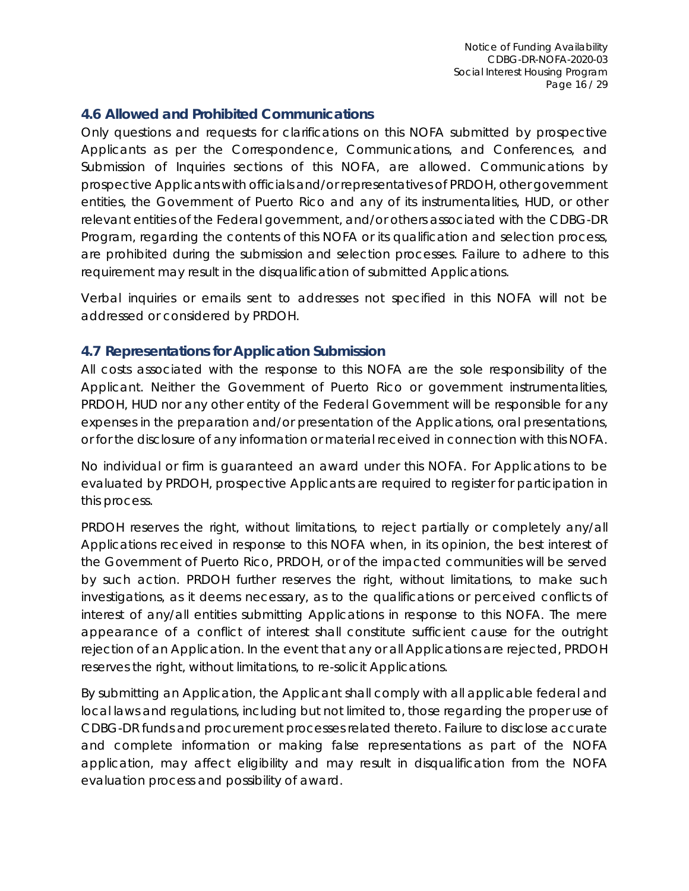## 4.6 Allowed and Prohibited Communications

Only questions and requests for clarifications on this NOFA submitted by prospective Applicants as per the Correspondence, Communications, and Conferences, and Submission of Inquiries sections of this NOFA, are allowed. Communications by prospective Applicants with officials and/or representatives of PRDOH, other government entities, the Government of Puerto Rico and any of its instrumentalities, HUD, or other relevant entities of the Federal government, and/or others associated with the CDBG-DR Program, regarding the contents of this NOFA or its qualification and selection process, are prohibited during the submission and selection processes. Failure to adhere to this requirement may result in the disqualification of submitted Applications.

Verbal inquiries or emails sent to addresses not specified in this NOFA will not be addressed or considered by PRDOH.

## 4.7 Representations for Application Submission

All costs associated with the response to this NOFA are the sole responsibility of the Applicant. Neither the Government of Puerto Rico or government instrumentalities, PRDOH, HUD nor any other entity of the Federal Government will be responsible for any expenses in the preparation and/or presentation of the Applications, oral presentations, or for the disclosure of any information or material received in connection with this NOFA.

No individual or firm is guaranteed an award under this NOFA. For Applications to be evaluated by PRDOH, prospective Applicants are required to register for participation in this process.

PRDOH reserves the right, without limitations, to reject partially or completely any/all Applications received in response to this NOFA when, in its opinion, the best interest of the Government of Puerto Rico, PRDOH, or of the impacted communities will be served by such action. PRDOH further reserves the right, without limitations, to make such investigations, as it deems necessary, as to the qualifications or perceived conflicts of interest of any/all entities submitting Applications in response to this NOFA. The mere appearance of a conflict of interest shall constitute sufficient cause for the outright rejection of an Application. In the event that any or all Applications are rejected, PRDOH reserves the right, without limitations, to re-solicit Applications.

By submitting an Application, the Applicant shall comply with all applicable federal and local laws and regulations, including but not limited to, those regarding the proper use of CDBG-DR funds and procurement processes related thereto. Failure to disclose accurate and complete information or making false representations as part of the NOFA application, may affect eligibility and may result in disqualification from the NOFA evaluation process and possibility of award.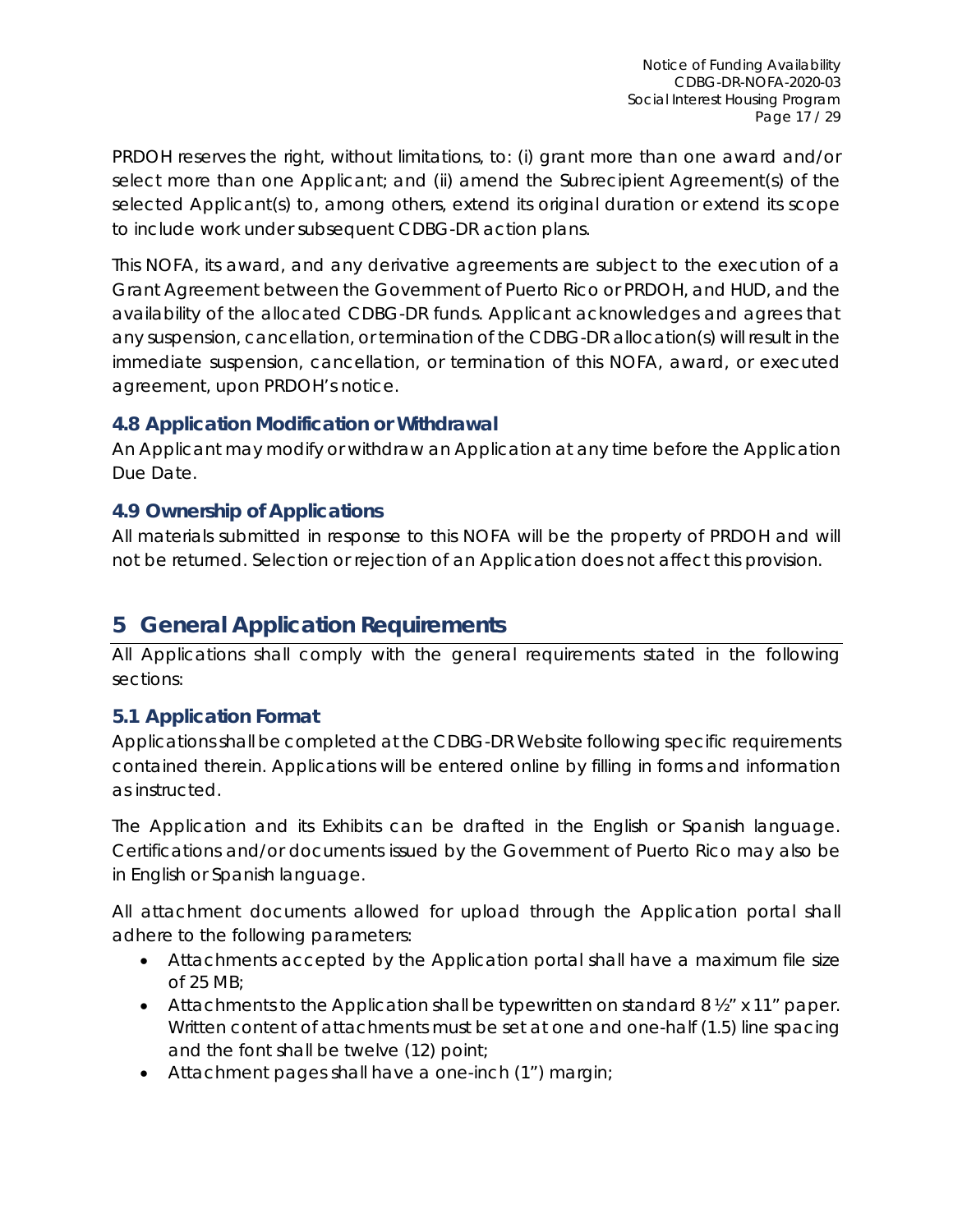PRDOH reserves the right, without limitations, to: (i) grant more than one award and/or select more than one Applicant; and (ii) amend the Subrecipient Agreement(s) of the selected Applicant(s) to, among others, extend its original duration or extend its scope to include work under subsequent CDBG-DR action plans.

This NOFA, its award, and any derivative agreements are subject to the execution of a Grant Agreement between the Government of Puerto Rico or PRDOH, and HUD, and the availability of the allocated CDBG-DR funds. Applicant acknowledges and agrees that any suspension, cancellation, or termination of the CDBG-DR allocation(s) will result in the immediate suspension, cancellation, or termination of this NOFA, award, or executed agreement, upon PRDOH's notice.

### 4.8 Application Modification or Withdrawal

An Applicant may modify or withdraw an Application at any time before the Application Due Date.

### 4.9 Ownership of Applications

All materials submitted in response to this NOFA will be the property of PRDOH and will not be returned. Selection or rejection of an Application does not affect this provision.

## 5 General Application Requirements

All Applications shall comply with the general requirements stated in the following sections:

### 5.1 Application Format

Applications shall be completed at the CDBG-DR Website following specific requirements contained therein. Applications will be entered online by filling in forms and information as instructed.

The Application and its Exhibits can be drafted in the English or Spanish language. Certifications and/or documents issued by the Government of Puerto Rico may also be in English or Spanish language.

All attachment documents allowed for upload through the Application portal shall adhere to the following parameters:

- Attachments accepted by the Application portal shall have a maximum file size of 25 MB;
- Attachments to the Application shall be typewritten on standard 8 ½" x 11" paper. Written content of attachments must be set at one and one-half (1.5) line spacing and the font shall be twelve (12) point;
- Attachment pages shall have a one-inch (1") margin;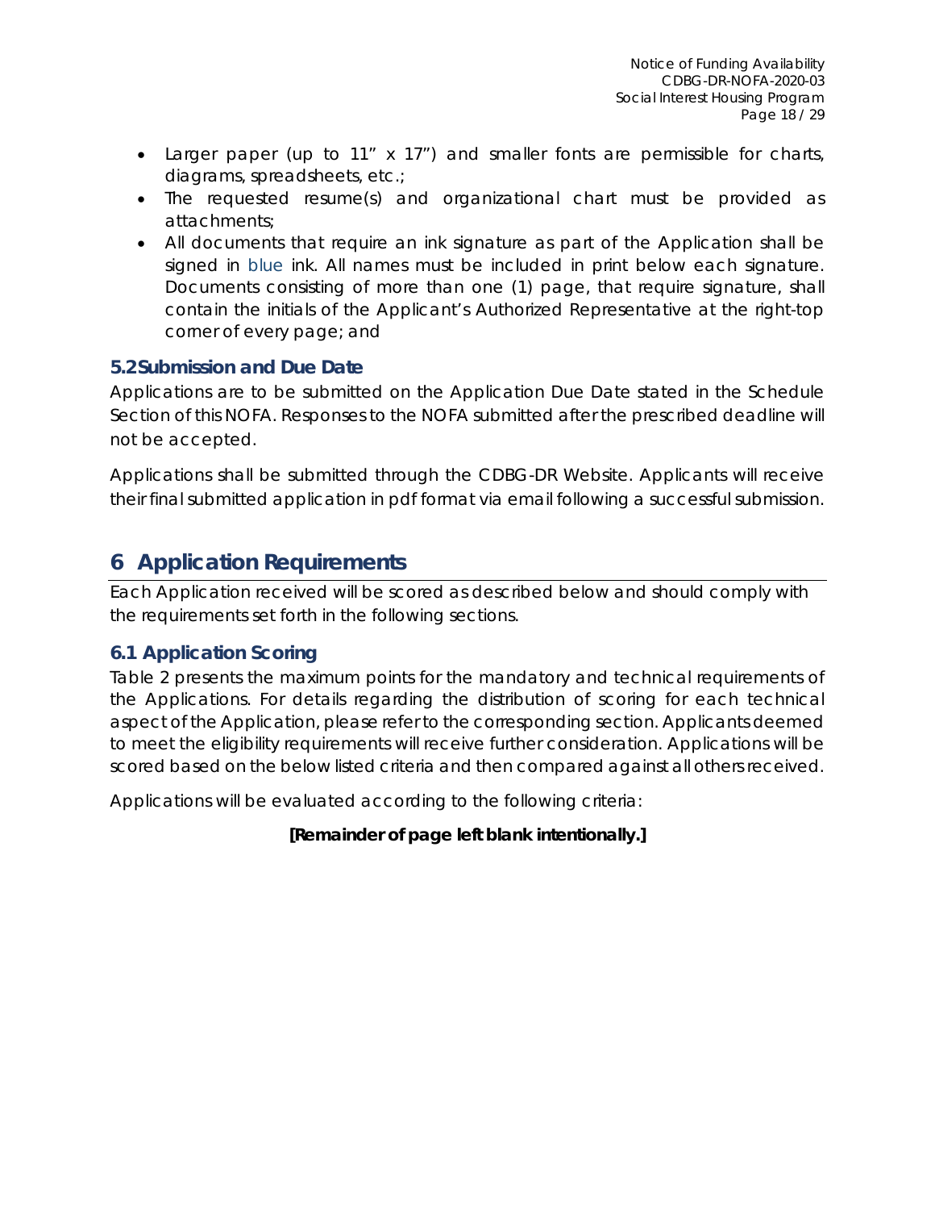- Larger paper (up to 11" x 17") and smaller fonts are permissible for charts, diagrams, spreadsheets, etc.;
- The requested resume(s) and organizational chart must be provided as attachments;
- All documents that require an ink signature as part of the Application shall be signed in blue ink. All names must be included in print below each signature. Documents consisting of more than one (1) page, that require signature, shall contain the initials of the Applicant's Authorized Representative at the right-top corner of every page; and

### 5.2 Submission and Due Date

Applications are to be submitted on the Application Due Date stated in the Schedule Section of this NOFA. Responses to the NOFA submitted after the prescribed deadline will not be accepted.

Applications shall be submitted through the CDBG-DR Website. Applicants will receive their final submitted application in pdf format via email following a successful submission.

## 6 Application Requirements

Each Application received will be scored as described below and should comply with the requirements set forth in the following sections.

### 6.1 Application Scoring

Table 2 presents the maximum points for the mandatory and technical requirements of the Applications. For details regarding the distribution of scoring for each technical aspect of the Application, please refer to the corresponding section. Applicants deemed to meet the eligibility requirements will receive further consideration. Applications will be scored based on the below listed criteria and then compared against all others received.

Applications will be evaluated according to the following criteria:

**[Remainder of page left blank intentionally.]**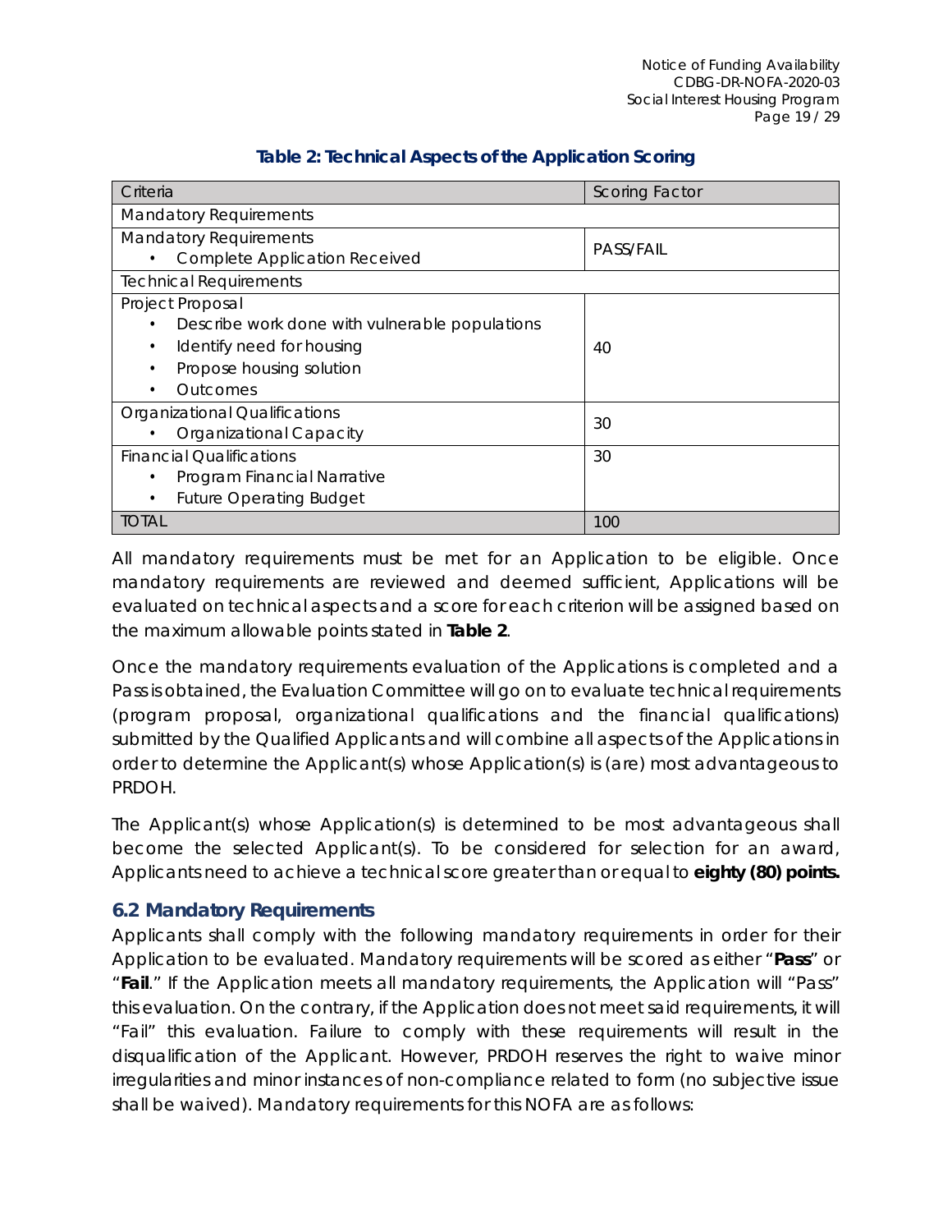**Table 2: Technical Aspects of the Application Scoring**

| Criteria | Scoring Factor |
|---|---|
| Mandatory Requirements | |
| Mandatory Requirements<br>• Complete Application Received | PASS/FAIL |
| Technical Requirements | |
| Project Proposal<br>• Describe work done with vulnerable populations<br>• Identify need for housing<br>• Propose housing solution<br>• Outcomes | 40 |
| Organizational Qualifications<br>• Organizational Capacity | 30 |
| Financial Qualifications<br>• Program Financial Narrative<br>• Future Operating Budget | 30 |
| TOTAL | 100 |

All mandatory requirements must be met for an Application to be eligible. Once mandatory requirements are reviewed and deemed sufficient, Applications will be evaluated on technical aspects and a score for each criterion will be assigned based on the maximum allowable points stated in **Table 2**.

Once the mandatory requirements evaluation of the Applications is completed and a Pass is obtained, the Evaluation Committee will go on to evaluate technical requirements (program proposal, organizational qualifications and the financial qualifications) submitted by the Qualified Applicants and will combine all aspects of the Applications in order to determine the Applicant(s) whose Application(s) is (are) most advantageous to PRDOH.

The Applicant(s) whose Application(s) is determined to be most advantageous shall become the selected Applicant(s). To be considered for selection for an award, Applicants need to achieve a technical score greater than or equal to **eighty (80) points.**

## 6.2 Mandatory Requirements

Applicants shall comply with the following mandatory requirements in order for their Application to be evaluated. Mandatory requirements will be scored as either "**Pass**" or "**Fail**." If the Application meets all mandatory requirements, the Application will "Pass" this evaluation. On the contrary, if the Application does not meet said requirements, it will "Fail" this evaluation. Failure to comply with these requirements will result in the disqualification of the Applicant. However, PRDOH reserves the right to waive minor irregularities and minor instances of non-compliance related to form (no subjective issue shall be waived). Mandatory requirements for this NOFA are as follows: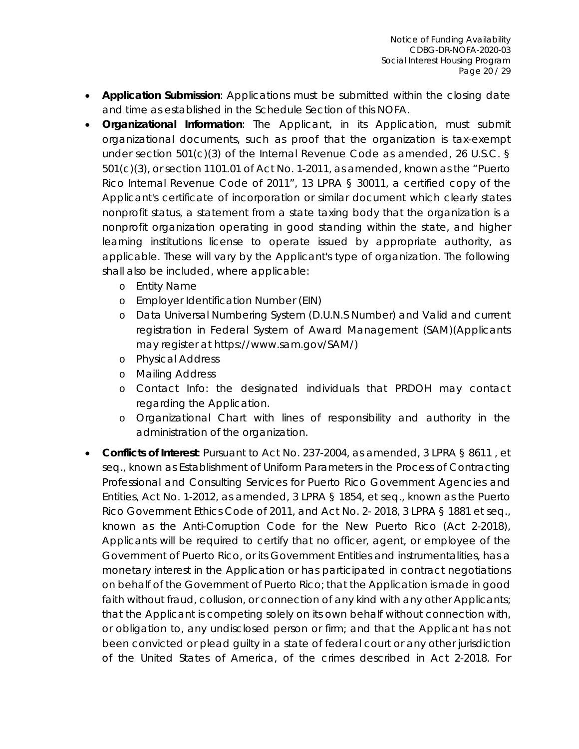- **Application Submission**: Applications must be submitted within the closing date and time as established in the Schedule Section of this NOFA.
- **Organizational Information**: The Applicant, in its Application, must submit organizational documents, such as proof that the organization is tax-exempt under section 501(c)(3) of the Internal Revenue Code as amended, 26 U.S.C. § 501(c)(3), or section 1101.01 of Act No. 1-2011, as amended, known as the "Puerto Rico Internal Revenue Code of 2011", 13 LPRA § 30011, a certified copy of the Applicant's certificate of incorporation or similar document which clearly states nonprofit status, a statement from a state taxing body that the organization is a nonprofit organization operating in good standing within the state, and higher learning institutions license to operate issued by appropriate authority, as applicable. These will vary by the Applicant's type of organization. The following shall also be included, where applicable:
    - Entity Name
    - Employer Identification Number (EIN)
    - Data Universal Numbering System (D.U.N.S Number) and Valid and current registration in Federal System of Award Management (SAM)(Applicants may register at https://www.sam.gov/SAM/)
    - Physical Address
    - Mailing Address
    - Contact Info: the designated individuals that PRDOH may contact regarding the Application.
    - Organizational Chart with lines of responsibility and authority in the administration of the organization.
- **Conflicts of Interest**: Pursuant to Act No. 237-2004, as amended, 3 LPRA § 8611 , et seq., known as Establishment of Uniform Parameters in the Process of Contracting Professional and Consulting Services for Puerto Rico Government Agencies and Entities, Act No. 1-2012, as amended, 3 LPRA § 1854, et seq., known as the Puerto Rico Government Ethics Code of 2011, and Act No. 2- 2018, 3 LPRA § 1881 et seq., known as the Anti-Corruption Code for the New Puerto Rico (Act 2-2018), Applicants will be required to certify that no officer, agent, or employee of the Government of Puerto Rico, or its Government Entities and instrumentalities, has a monetary interest in the Application or has participated in contract negotiations on behalf of the Government of Puerto Rico; that the Application is made in good faith without fraud, collusion, or connection of any kind with any other Applicants; that the Applicant is competing solely on its own behalf without connection with, or obligation to, any undisclosed person or firm; and that the Applicant has not been convicted or plead guilty in a state of federal court or any other jurisdiction of the United States of America, of the crimes described in Act 2-2018. For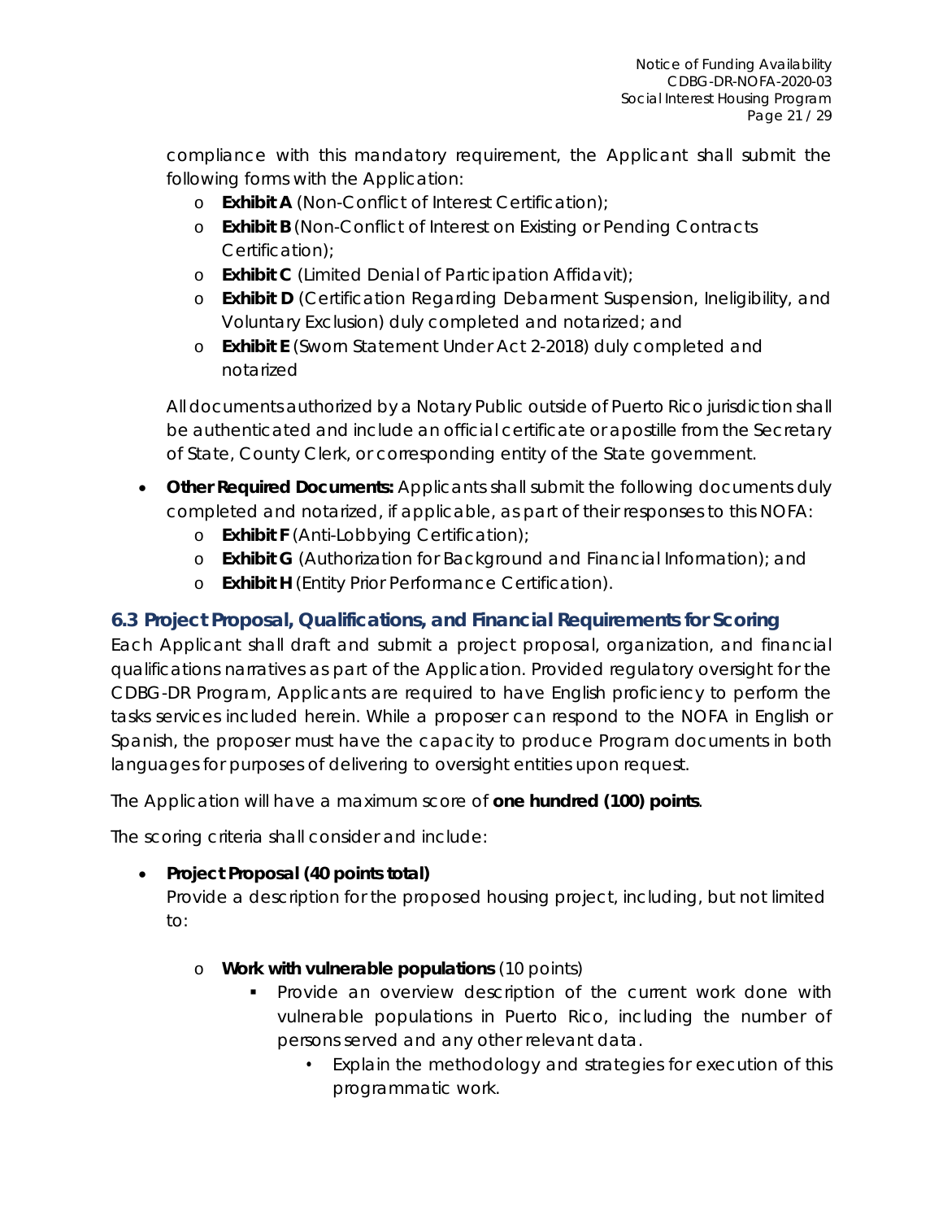compliance with this mandatory requirement, the Applicant shall submit the following forms with the Application:

- **Exhibit A** (Non-Conflict of Interest Certification);
- **Exhibit B** (Non-Conflict of Interest on Existing or Pending Contracts Certification);
- **Exhibit C** (Limited Denial of Participation Affidavit);
- **Exhibit D** (Certification Regarding Debarment Suspension, Ineligibility, and Voluntary Exclusion) duly completed and notarized; and
- **Exhibit E** (Sworn Statement Under Act 2-2018) duly completed and notarized

All documents authorized by a Notary Public outside of Puerto Rico jurisdiction shall be authenticated and include an official certificate or apostille from the Secretary of State, County Clerk, or corresponding entity of the State government.

- **Other Required Documents:** Applicants shall submit the following documents duly completed and notarized, if applicable, as part of their responses to this NOFA:
  - **Exhibit F** (Anti-Lobbying Certification);
  - **Exhibit G** (Authorization for Background and Financial Information); and
  - **Exhibit H** (Entity Prior Performance Certification).

## 6.3 Project Proposal, Qualifications, and Financial Requirements for Scoring

Each Applicant shall draft and submit a project proposal, organization, and financial qualifications narratives as part of the Application. Provided regulatory oversight for the CDBG-DR Program, Applicants are required to have English proficiency to perform the tasks services included herein. While a proposer can respond to the NOFA in English or Spanish, the proposer must have the capacity to produce Program documents in both languages for purposes of delivering to oversight entities upon request.

The Application will have a maximum score of **one hundred (100) points**.

The scoring criteria shall consider and include:

- **Project Proposal (40 points total)**
  Provide a description for the proposed housing project, including, but not limited to:
  - **Work with vulnerable populations** (10 points)
    - Provide an overview description of the current work done with vulnerable populations in Puerto Rico, including the number of persons served and any other relevant data.
      - Explain the methodology and strategies for execution of this programmatic work.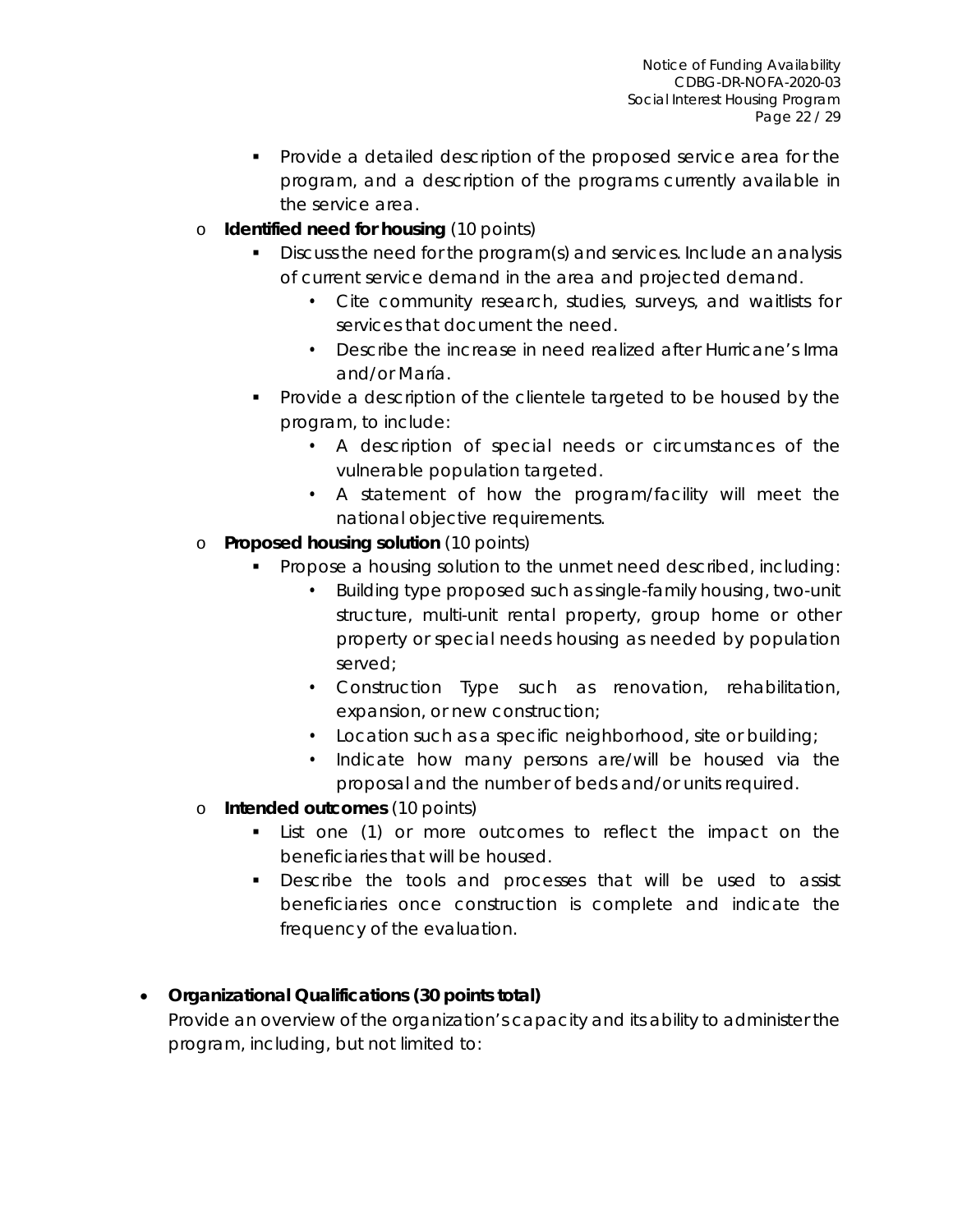- Provide a detailed description of the proposed service area for the program, and a description of the programs currently available in the service area.
    - **Identified need for housing** (10 points)
        - Discuss the need for the program(s) and services. Include an analysis of current service demand in the area and projected demand.
            - Cite community research, studies, surveys, and waitlists for services that document the need.
            - Describe the increase in need realized after Hurricane's Irma and/or María.
        - Provide a description of the clientele targeted to be housed by the program, to include:
            - A description of special needs or circumstances of the vulnerable population targeted.
            - A statement of how the program/facility will meet the national objective requirements.
    - **Proposed housing solution** (10 points)
        - Propose a housing solution to the unmet need described, including:
            - Building type proposed such as single-family housing, two-unit structure, multi-unit rental property, group home or other property or special needs housing as needed by population served;
            - Construction Type such as renovation, rehabilitation, expansion, or new construction;
            - Location such as a specific neighborhood, site or building;
            - Indicate how many persons are/will be housed via the proposal and the number of beds and/or units required.
    - **Intended outcomes** (10 points)
        - List one (1) or more outcomes to reflect the impact on the beneficiaries that will be housed.
        - Describe the tools and processes that will be used to assist beneficiaries once construction is complete and indicate the frequency of the evaluation.

- **Organizational Qualifications (30 points total)**

  Provide an overview of the organization's capacity and its ability to administer the program, including, but not limited to: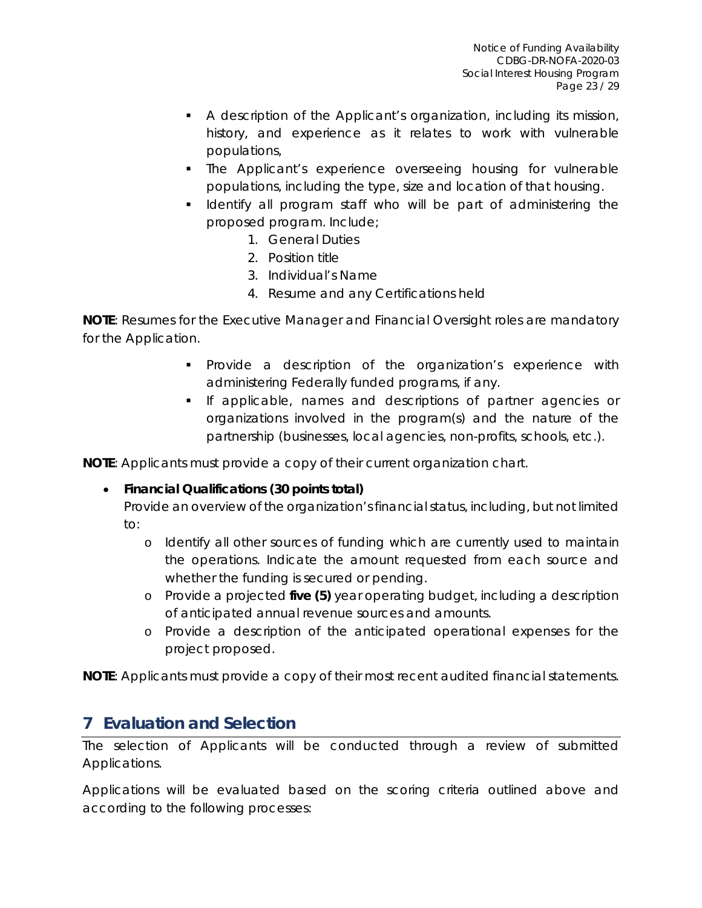- A description of the Applicant's organization, including its mission, history, and experience as it relates to work with vulnerable populations,
- The Applicant's experience overseeing housing for vulnerable populations, including the type, size and location of that housing.
- Identify all program staff who will be part of administering the proposed program. Include;
    1. General Duties
    2. Position title
    3. Individual's Name
    4. Resume and any Certifications held

**NOTE**: Resumes for the Executive Manager and Financial Oversight roles are mandatory for the Application.

- Provide a description of the organization's experience with administering Federally funded programs, if any.
- If applicable, names and descriptions of partner agencies or organizations involved in the program(s) and the nature of the partnership (businesses, local agencies, non-profits, schools, etc.).

**NOTE**: Applicants must provide a copy of their current organization chart.

- **Financial Qualifications (30 points total)**
  Provide an overview of the organization's financial status, including, but not limited to:
    - Identify all other sources of funding which are currently used to maintain the operations. Indicate the amount requested from each source and whether the funding is secured or pending.
    - Provide a projected **five (5)** year operating budget, including a description of anticipated annual revenue sources and amounts.
    - Provide a description of the anticipated operational expenses for the project proposed.

**NOTE**: Applicants must provide a copy of their most recent audited financial statements.

## 7 Evaluation and Selection

The selection of Applicants will be conducted through a review of submitted Applications.

Applications will be evaluated based on the scoring criteria outlined above and according to the following processes: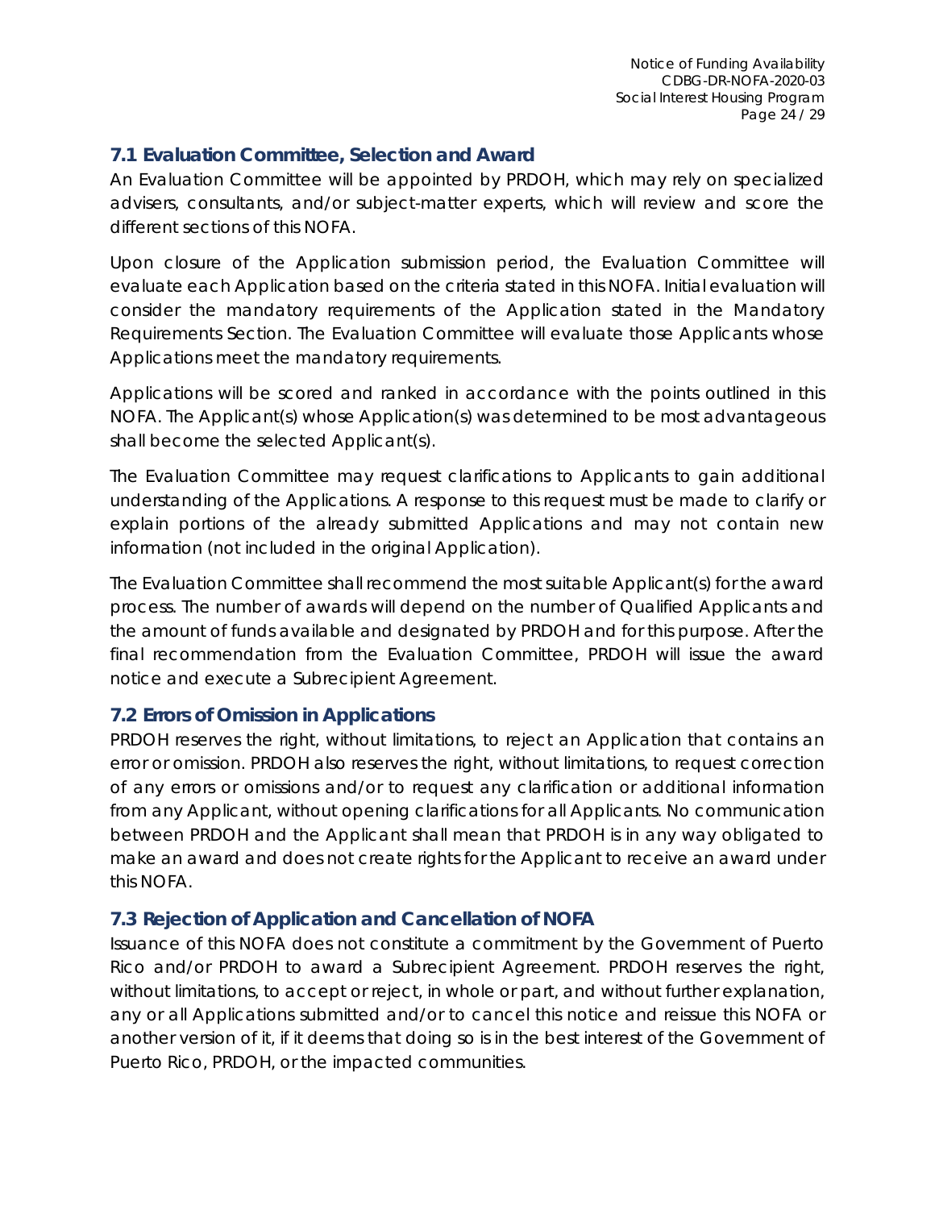## 7.1 Evaluation Committee, Selection and Award

An Evaluation Committee will be appointed by PRDOH, which may rely on specialized advisers, consultants, and/or subject-matter experts, which will review and score the different sections of this NOFA.

Upon closure of the Application submission period, the Evaluation Committee will evaluate each Application based on the criteria stated in this NOFA. Initial evaluation will consider the mandatory requirements of the Application stated in the Mandatory Requirements Section. The Evaluation Committee will evaluate those Applicants whose Applications meet the mandatory requirements.

Applications will be scored and ranked in accordance with the points outlined in this NOFA. The Applicant(s) whose Application(s) was determined to be most advantageous shall become the selected Applicant(s).

The Evaluation Committee may request clarifications to Applicants to gain additional understanding of the Applications. A response to this request must be made to clarify or explain portions of the already submitted Applications and may not contain new information (not included in the original Application).

The Evaluation Committee shall recommend the most suitable Applicant(s) for the award process. The number of awards will depend on the number of Qualified Applicants and the amount of funds available and designated by PRDOH and for this purpose. After the final recommendation from the Evaluation Committee, PRDOH will issue the award notice and execute a Subrecipient Agreement.

## 7.2 Errors of Omission in Applications

PRDOH reserves the right, without limitations, to reject an Application that contains an error or omission. PRDOH also reserves the right, without limitations, to request correction of any errors or omissions and/or to request any clarification or additional information from any Applicant, without opening clarifications for all Applicants. No communication between PRDOH and the Applicant shall mean that PRDOH is in any way obligated to make an award and does not create rights for the Applicant to receive an award under this NOFA.

## 7.3 Rejection of Application and Cancellation of NOFA

Issuance of this NOFA does not constitute a commitment by the Government of Puerto Rico and/or PRDOH to award a Subrecipient Agreement. PRDOH reserves the right, without limitations, to accept or reject, in whole or part, and without further explanation, any or all Applications submitted and/or to cancel this notice and reissue this NOFA or another version of it, if it deems that doing so is in the best interest of the Government of Puerto Rico, PRDOH, or the impacted communities.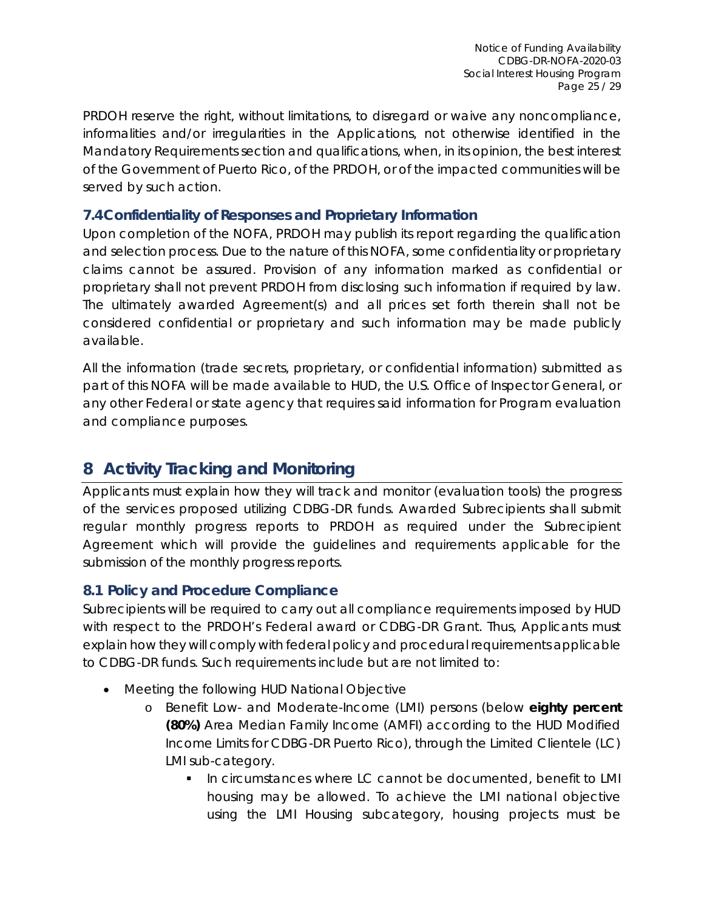PRDOH reserve the right, without limitations, to disregard or waive any noncompliance, informalities and/or irregularities in the Applications, not otherwise identified in the Mandatory Requirements section and qualifications, when, in its opinion, the best interest of the Government of Puerto Rico, of the PRDOH, or of the impacted communities will be served by such action.

### 7.4 Confidentiality of Responses and Proprietary Information

Upon completion of the NOFA, PRDOH may publish its report regarding the qualification and selection process. Due to the nature of this NOFA, some confidentiality or proprietary claims cannot be assured. Provision of any information marked as confidential or proprietary shall not prevent PRDOH from disclosing such information if required by law. The ultimately awarded Agreement(s) and all prices set forth therein shall not be considered confidential or proprietary and such information may be made publicly available.

All the information (trade secrets, proprietary, or confidential information) submitted as part of this NOFA will be made available to HUD, the U.S. Office of Inspector General, or any other Federal or state agency that requires said information for Program evaluation and compliance purposes.

## 8 Activity Tracking and Monitoring

Applicants must explain how they will track and monitor (evaluation tools) the progress of the services proposed utilizing CDBG-DR funds. Awarded Subrecipients shall submit regular monthly progress reports to PRDOH as required under the Subrecipient Agreement which will provide the guidelines and requirements applicable for the submission of the monthly progress reports.

### 8.1 Policy and Procedure Compliance

Subrecipients will be required to carry out all compliance requirements imposed by HUD with respect to the PRDOH's Federal award or CDBG-DR Grant. Thus, Applicants must explain how they will comply with federal policy and procedural requirements applicable to CDBG-DR funds. Such requirements include but are not limited to:

- Meeting the following HUD National Objective
    - Benefit Low- and Moderate-Income (LMI) persons (below **eighty percent (80%)** Area Median Family Income (AMFI) according to the HUD Modified Income Limits for CDBG-DR Puerto Rico), through the Limited Clientele (LC) LMI sub-category.
        - In circumstances where LC cannot be documented, benefit to LMI housing may be allowed. To achieve the LMI national objective using the LMI Housing subcategory, housing projects must be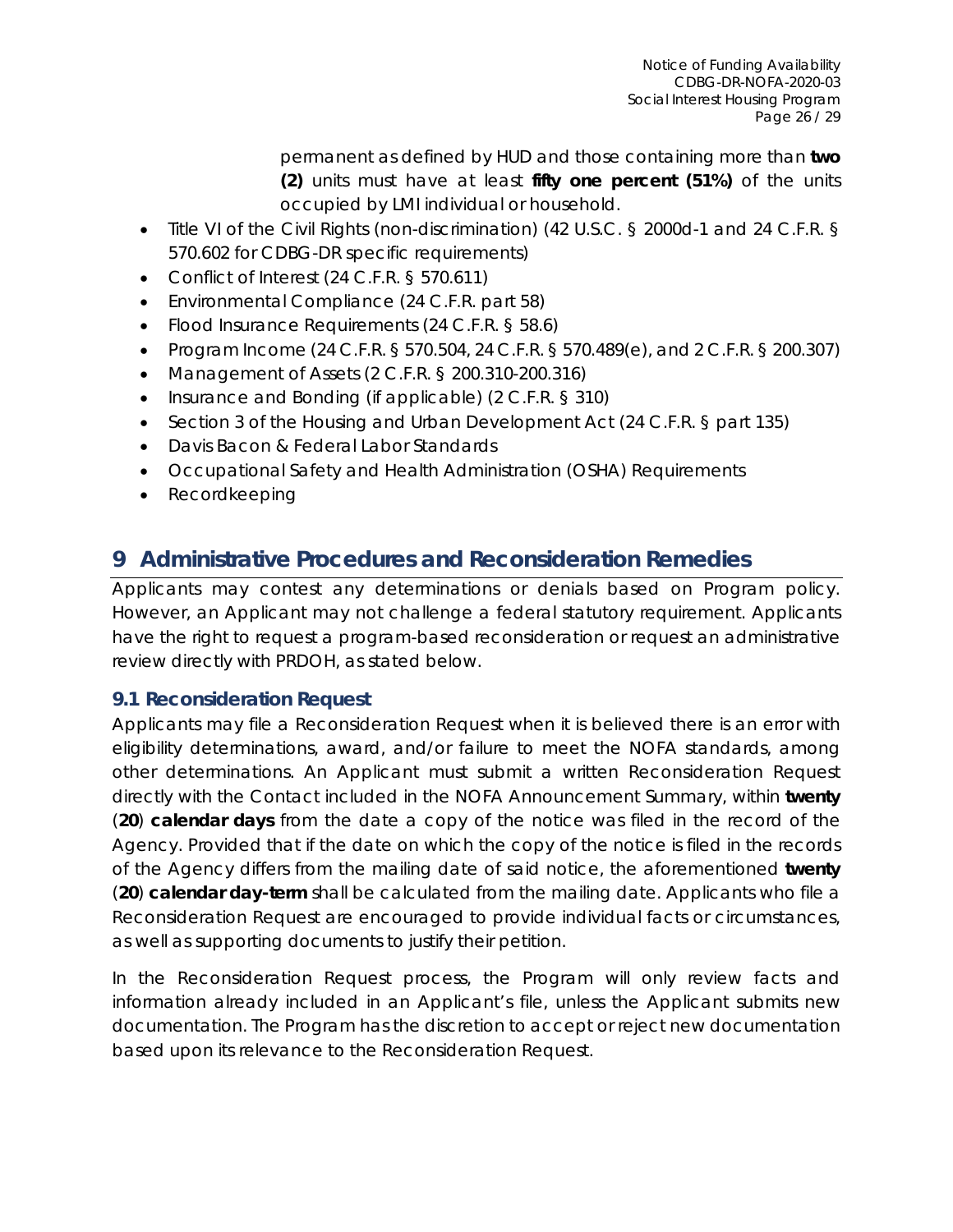permanent as defined by HUD and those containing more than **two (2)** units must have at least **fifty one percent (51%)** of the units occupied by LMI individual or household.

- Title VI of the Civil Rights (non-discrimination) (42 U.S.C. § 2000d-1 and 24 C.F.R. § 570.602 for CDBG-DR specific requirements)
- Conflict of Interest (24 C.F.R. § 570.611)
- Environmental Compliance (24 C.F.R. part 58)
- Flood Insurance Requirements (24 C.F.R. § 58.6)
- Program Income (24 C.F.R. § 570.504, 24 C.F.R. § 570.489(e), and 2 C.F.R. § 200.307)
- Management of Assets (2 C.F.R. § 200.310-200.316)
- Insurance and Bonding (if applicable) (2 C.F.R. § 310)
- Section 3 of the Housing and Urban Development Act (24 C.F.R. § part 135)
- Davis Bacon & Federal Labor Standards
- Occupational Safety and Health Administration (OSHA) Requirements
- Recordkeeping

# 9 Administrative Procedures and Reconsideration Remedies

Applicants may contest any determinations or denials based on Program policy. However, an Applicant may not challenge a federal statutory requirement. Applicants have the right to request a program-based reconsideration or request an administrative review directly with PRDOH, as stated below.

## 9.1 Reconsideration Request

Applicants may file a Reconsideration Request when it is believed there is an error with eligibility determinations, award, and/or failure to meet the NOFA standards, among other determinations. An Applicant must submit a written Reconsideration Request directly with the Contact included in the NOFA Announcement Summary, within **twenty** (**20**) **calendar days** from the date a copy of the notice was filed in the record of the Agency. Provided that if the date on which the copy of the notice is filed in the records of the Agency differs from the mailing date of said notice, the aforementioned **twenty** (**20**) **calendar day-term** shall be calculated from the mailing date. Applicants who file a Reconsideration Request are encouraged to provide individual facts or circumstances, as well as supporting documents to justify their petition.

In the Reconsideration Request process, the Program will only review facts and information already included in an Applicant's file, unless the Applicant submits new documentation. The Program has the discretion to accept or reject new documentation based upon its relevance to the Reconsideration Request.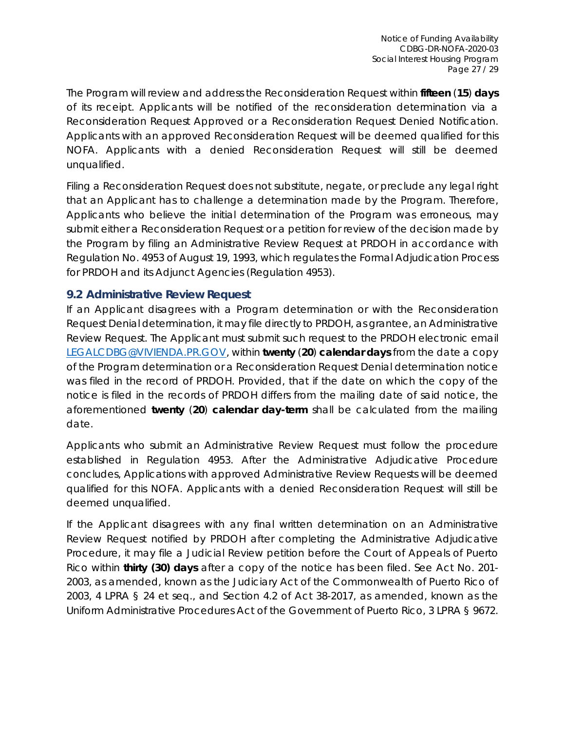The Program will review and address the Reconsideration Request within **fifteen** (**15**) **days** of its receipt. Applicants will be notified of the reconsideration determination via a Reconsideration Request Approved or a Reconsideration Request Denied Notification. Applicants with an approved Reconsideration Request will be deemed qualified for this NOFA. Applicants with a denied Reconsideration Request will still be deemed unqualified.

Filing a Reconsideration Request does not substitute, negate, or preclude any legal right that an Applicant has to challenge a determination made by the Program. Therefore, Applicants who believe the initial determination of the Program was erroneous, may submit either a Reconsideration Request or a petition for review of the decision made by the Program by filing an Administrative Review Request at PRDOH in accordance with Regulation No. 4953 of August 19, 1993, which regulates the Formal Adjudication Process for PRDOH and its Adjunct Agencies (Regulation 4953).

## 9.2 Administrative Review Request

If an Applicant disagrees with a Program determination or with the Reconsideration Request Denial determination, it may file directly to PRDOH, as grantee, an Administrative Review Request. The Applicant must submit such request to the PRDOH electronic email [LEGALCDBG@VIVIENDA.PR.GOV](mailto:LEGALCDBG@VIVIENDA.PR.GOV), within **twenty** (**20**) **calendar days** from the date a copy of the Program determination or a Reconsideration Request Denial determination notice was filed in the record of PRDOH. Provided, that if the date on which the copy of the notice is filed in the records of PRDOH differs from the mailing date of said notice, the aforementioned **twenty** (**20**) **calendar day-term** shall be calculated from the mailing date.

Applicants who submit an Administrative Review Request must follow the procedure established in Regulation 4953. After the Administrative Adjudicative Procedure concludes, Applications with approved Administrative Review Requests will be deemed qualified for this NOFA. Applicants with a denied Reconsideration Request will still be deemed unqualified.

If the Applicant disagrees with any final written determination on an Administrative Review Request notified by PRDOH after completing the Administrative Adjudicative Procedure, it may file a Judicial Review petition before the Court of Appeals of Puerto Rico within **thirty (30) days** after a copy of the notice has been filed. See Act No. 201-2003, as amended, known as the Judiciary Act of the Commonwealth of Puerto Rico of 2003, 4 LPRA § 24 et seq., and Section 4.2 of Act 38-2017, as amended, known as the Uniform Administrative Procedures Act of the Government of Puerto Rico, 3 LPRA § 9672.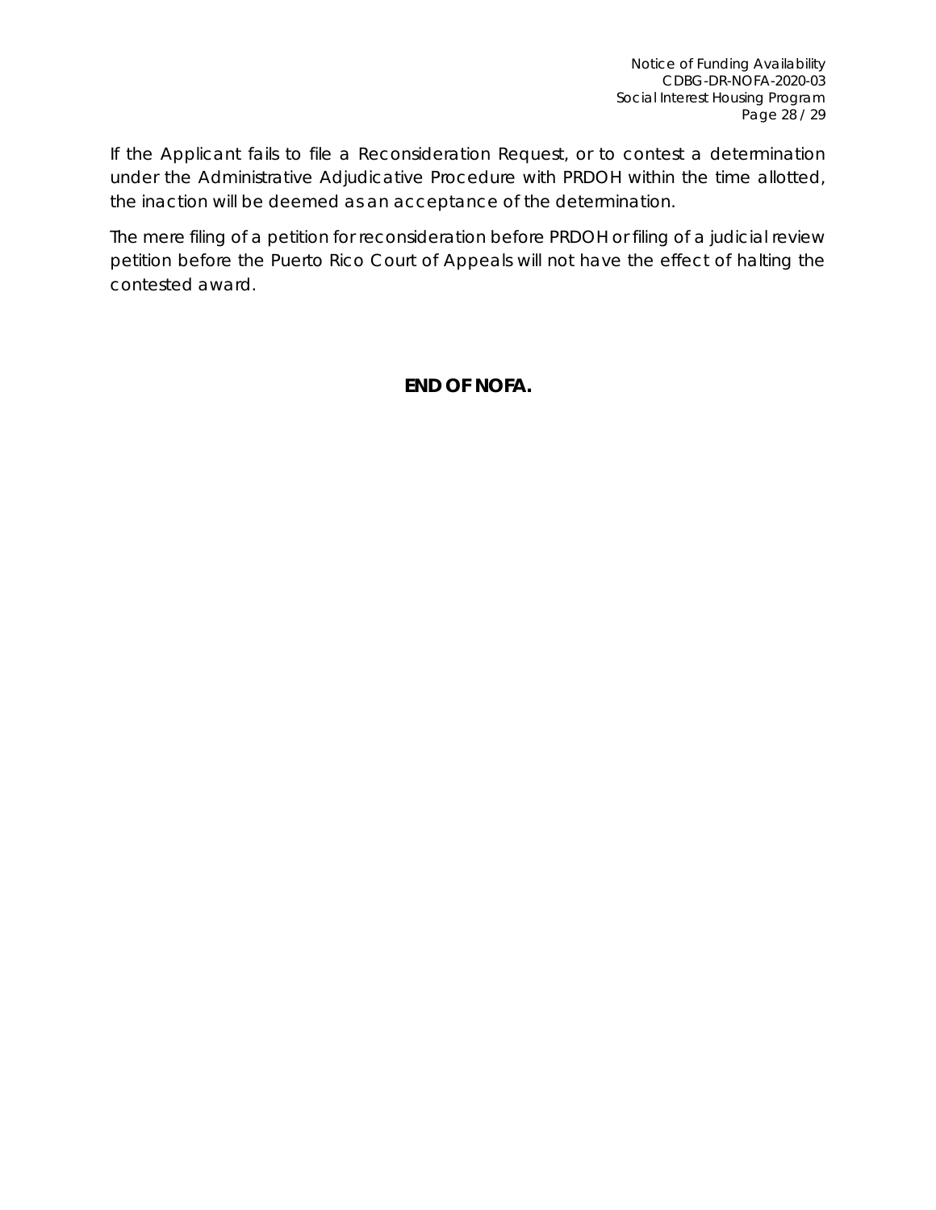If the Applicant fails to file a Reconsideration Request, or to contest a determination under the Administrative Adjudicative Procedure with PRDOH within the time allotted, the inaction will be deemed as an acceptance of the determination.

The mere filing of a petition for reconsideration before PRDOH or filing of a judicial review petition before the Puerto Rico Court of Appeals will not have the effect of halting the contested award.

**END OF NOFA.**